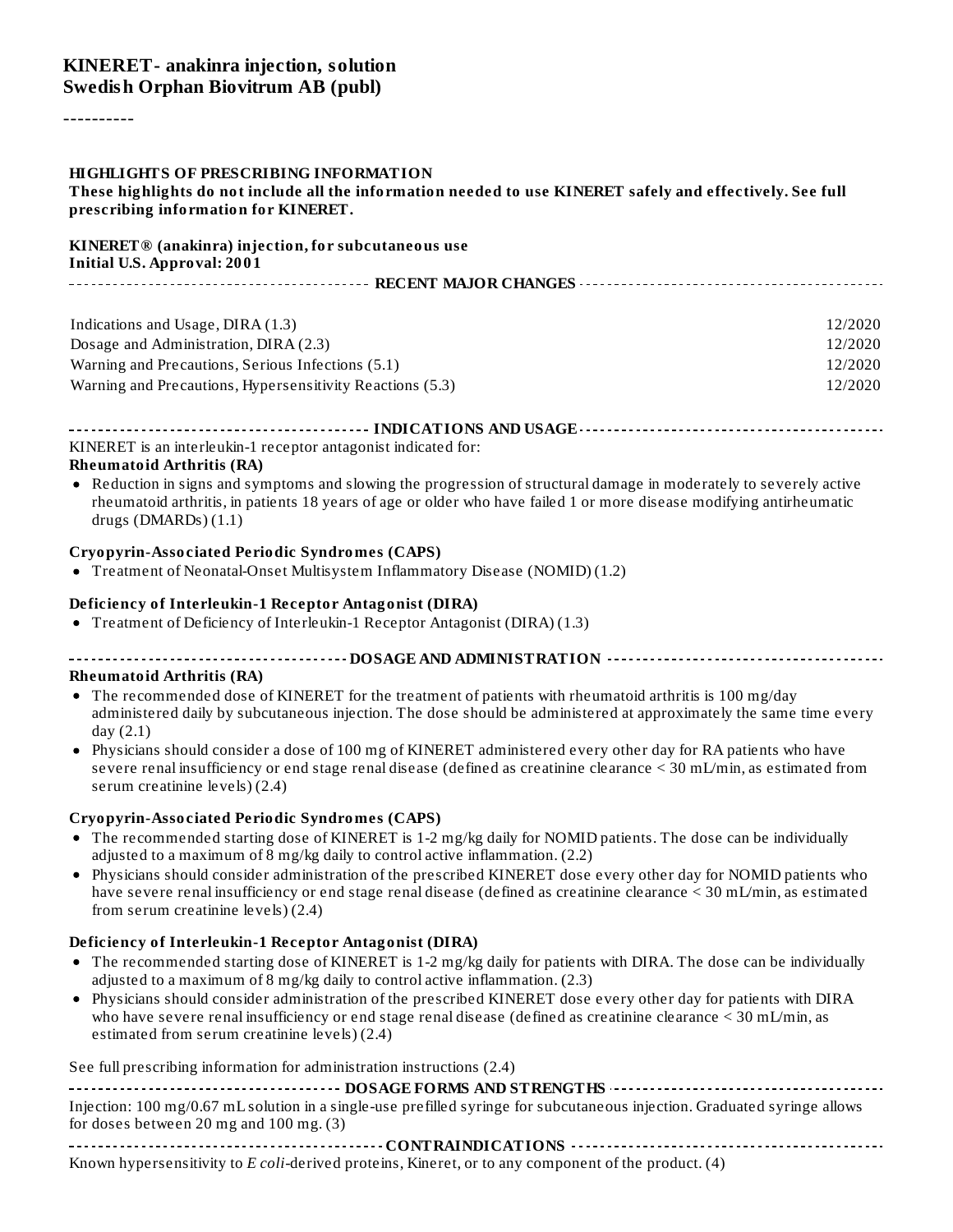# KINERET- anakinra injection, solution
**Swedish Orphan Biovitrum AB (publ)**

----------

**HIGHLIGHTS OF PRESCRIBING INFORMATION**
**These highlights do not include all the information needed to use KINERET safely and effectively. See full prescribing information for KINERET.**

**KINERET® (anakinra) injection, for subcutaneous use**
**Initial U.S. Approval: 2001**

## RECENT MAJOR CHANGES

| | |
|---|---|
| Indications and Usage, DIRA (1.3) | 12/2020 |
| Dosage and Administration, DIRA (2.3) | 12/2020 |
| Warning and Precautions, Serious Infections (5.1) | 12/2020 |
| Warning and Precautions, Hypersensitivity Reactions (5.3) | 12/2020 |

## INDICATIONS AND USAGE

KINERET is an interleukin-1 receptor antagonist indicated for:

**Rheumatoid Arthritis (RA)**

- Reduction in signs and symptoms and slowing the progression of structural damage in moderately to severely active rheumatoid arthritis, in patients 18 years of age or older who have failed 1 or more disease modifying antirheumatic drugs (DMARDs) (1.1)

**Cryopyrin-Associated Periodic Syndromes (CAPS)**

- Treatment of Neonatal-Onset Multisystem Inflammatory Disease (NOMID) (1.2)

**Deficiency of Interleukin-1 Receptor Antagonist (DIRA)**

- Treatment of Deficiency of Interleukin-1 Receptor Antagonist (DIRA) (1.3)

## DOSAGE AND ADMINISTRATION

**Rheumatoid Arthritis (RA)**

- The recommended dose of KINERET for the treatment of patients with rheumatoid arthritis is 100 mg/day administered daily by subcutaneous injection. The dose should be administered at approximately the same time every day (2.1)
- Physicians should consider a dose of 100 mg of KINERET administered every other day for RA patients who have severe renal insufficiency or end stage renal disease (defined as creatinine clearance < 30 mL/min, as estimated from serum creatinine levels) (2.4)

**Cryopyrin-Associated Periodic Syndromes (CAPS)**

- The recommended starting dose of KINERET is 1-2 mg/kg daily for NOMID patients. The dose can be individually adjusted to a maximum of 8 mg/kg daily to control active inflammation. (2.2)
- Physicians should consider administration of the prescribed KINERET dose every other day for NOMID patients who have severe renal insufficiency or end stage renal disease (defined as creatinine clearance < 30 mL/min, as estimated from serum creatinine levels) (2.4)

**Deficiency of Interleukin-1 Receptor Antagonist (DIRA)**

- The recommended starting dose of KINERET is 1-2 mg/kg daily for patients with DIRA. The dose can be individually adjusted to a maximum of 8 mg/kg daily to control active inflammation. (2.3)
- Physicians should consider administration of the prescribed KINERET dose every other day for patients with DIRA who have severe renal insufficiency or end stage renal disease (defined as creatinine clearance < 30 mL/min, as estimated from serum creatinine levels) (2.4)

See full prescribing information for administration instructions (2.4)

## DOSAGE FORMS AND STRENGTHS

Injection: 100 mg/0.67 mL solution in a single-use prefilled syringe for subcutaneous injection. Graduated syringe allows for doses between 20 mg and 100 mg. (3)

## CONTRAINDICATIONS

Known hypersensitivity to *E coli*-derived proteins, Kineret, or to any component of the product. (4)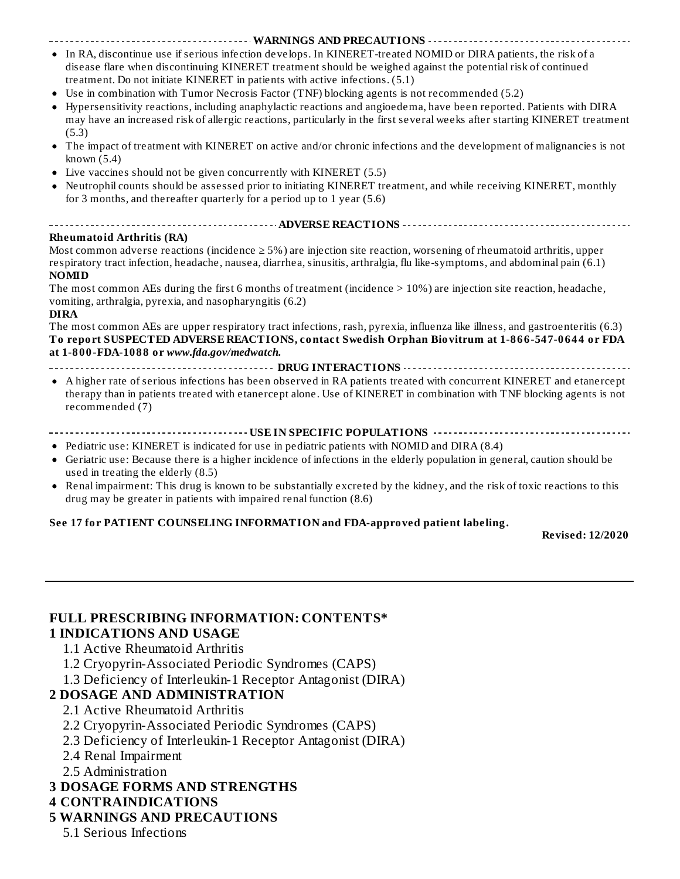## WARNINGS AND PRECAUTIONS

- In RA, discontinue use if serious infection develops. In KINERET-treated NOMID or DIRA patients, the risk of a disease flare when discontinuing KINERET treatment should be weighed against the potential risk of continued treatment. Do not initiate KINERET in patients with active infections. (5.1)
- Use in combination with Tumor Necrosis Factor (TNF) blocking agents is not recommended (5.2)
- Hypersensitivity reactions, including anaphylactic reactions and angioedema, have been reported. Patients with DIRA may have an increased risk of allergic reactions, particularly in the first several weeks after starting KINERET treatment (5.3)
- The impact of treatment with KINERET on active and/or chronic infections and the development of malignancies is not known (5.4)
- Live vaccines should not be given concurrently with KINERET (5.5)
- Neutrophil counts should be assessed prior to initiating KINERET treatment, and while receiving KINERET, monthly for 3 months, and thereafter quarterly for a period up to 1 year (5.6)

## ADVERSE REACTIONS

**Rheumatoid Arthritis (RA)**

Most common adverse reactions (incidence ≥ 5%) are injection site reaction, worsening of rheumatoid arthritis, upper respiratory tract infection, headache, nausea, diarrhea, sinusitis, arthralgia, flu like-symptoms, and abdominal pain (6.1)

**NOMID**

The most common AEs during the first 6 months of treatment (incidence > 10%) are injection site reaction, headache, vomiting, arthralgia, pyrexia, and nasopharyngitis (6.2)

**DIRA**

The most common AEs are upper respiratory tract infections, rash, pyrexia, influenza like illness, and gastroenteritis (6.3)

**To report SUSPECTED ADVERSE REACTIONS, contact Swedish Orphan Biovitrum at 1-866-547-0644 or FDA at 1-800-FDA-1088 or *www.fda.gov/medwatch.***

## DRUG INTERACTIONS

- A higher rate of serious infections has been observed in RA patients treated with concurrent KINERET and etanercept therapy than in patients treated with etanercept alone. Use of KINERET in combination with TNF blocking agents is not recommended (7)

## USE IN SPECIFIC POPULATIONS

- Pediatric use: KINERET is indicated for use in pediatric patients with NOMID and DIRA (8.4)
- Geriatric use: Because there is a higher incidence of infections in the elderly population in general, caution should be used in treating the elderly (8.5)
- Renal impairment: This drug is known to be substantially excreted by the kidney, and the risk of toxic reactions to this drug may be greater in patients with impaired renal function (8.6)

**See 17 for PATIENT COUNSELING INFORMATION and FDA-approved patient labeling.**

**Revised: 12/2020**

---

## FULL PRESCRIBING INFORMATION: CONTENTS*

**1 INDICATIONS AND USAGE**

1.1 Active Rheumatoid Arthritis

1.2 Cryopyrin-Associated Periodic Syndromes (CAPS)

1.3 Deficiency of Interleukin-1 Receptor Antagonist (DIRA)

**2 DOSAGE AND ADMINISTRATION**

2.1 Active Rheumatoid Arthritis

2.2 Cryopyrin-Associated Periodic Syndromes (CAPS)

2.3 Deficiency of Interleukin-1 Receptor Antagonist (DIRA)

2.4 Renal Impairment

2.5 Administration

**3 DOSAGE FORMS AND STRENGTHS**

**4 CONTRAINDICATIONS**

**5 WARNINGS AND PRECAUTIONS**

5.1 Serious Infections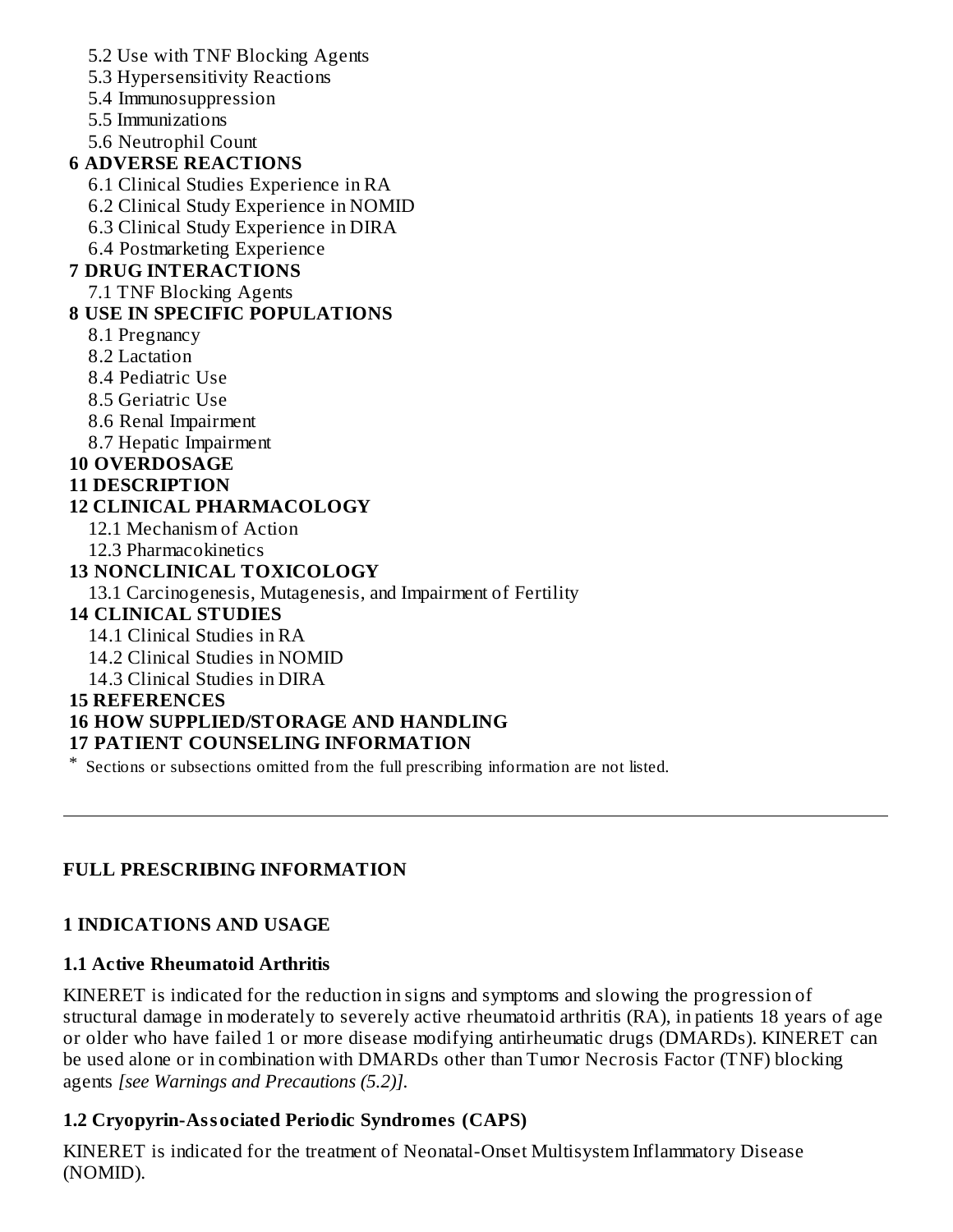5.2 Use with TNF Blocking Agents
5.3 Hypersensitivity Reactions
5.4 Immunosuppression
5.5 Immunizations
5.6 Neutrophil Count

**6 ADVERSE REACTIONS**
6.1 Clinical Studies Experience in RA
6.2 Clinical Study Experience in NOMID
6.3 Clinical Study Experience in DIRA
6.4 Postmarketing Experience

**7 DRUG INTERACTIONS**
7.1 TNF Blocking Agents

**8 USE IN SPECIFIC POPULATIONS**
8.1 Pregnancy
8.2 Lactation
8.4 Pediatric Use
8.5 Geriatric Use
8.6 Renal Impairment
8.7 Hepatic Impairment

**10 OVERDOSAGE**

**11 DESCRIPTION**

**12 CLINICAL PHARMACOLOGY**
12.1 Mechanism of Action
12.3 Pharmacokinetics

**13 NONCLINICAL TOXICOLOGY**
13.1 Carcinogenesis, Mutagenesis, and Impairment of Fertility

**14 CLINICAL STUDIES**
14.1 Clinical Studies in RA
14.2 Clinical Studies in NOMID
14.3 Clinical Studies in DIRA

**15 REFERENCES**

**16 HOW SUPPLIED/STORAGE AND HANDLING**

**17 PATIENT COUNSELING INFORMATION**

* Sections or subsections omitted from the full prescribing information are not listed.

---

## FULL PRESCRIBING INFORMATION

### 1 INDICATIONS AND USAGE

#### 1.1 Active Rheumatoid Arthritis

KINERET is indicated for the reduction in signs and symptoms and slowing the progression of structural damage in moderately to severely active rheumatoid arthritis (RA), in patients 18 years of age or older who have failed 1 or more disease modifying antirheumatic drugs (DMARDs). KINERET can be used alone or in combination with DMARDs other than Tumor Necrosis Factor (TNF) blocking agents *[see Warnings and Precautions (5.2)]*.

#### 1.2 Cryopyrin-Associated Periodic Syndromes (CAPS)

KINERET is indicated for the treatment of Neonatal-Onset Multisystem Inflammatory Disease (NOMID).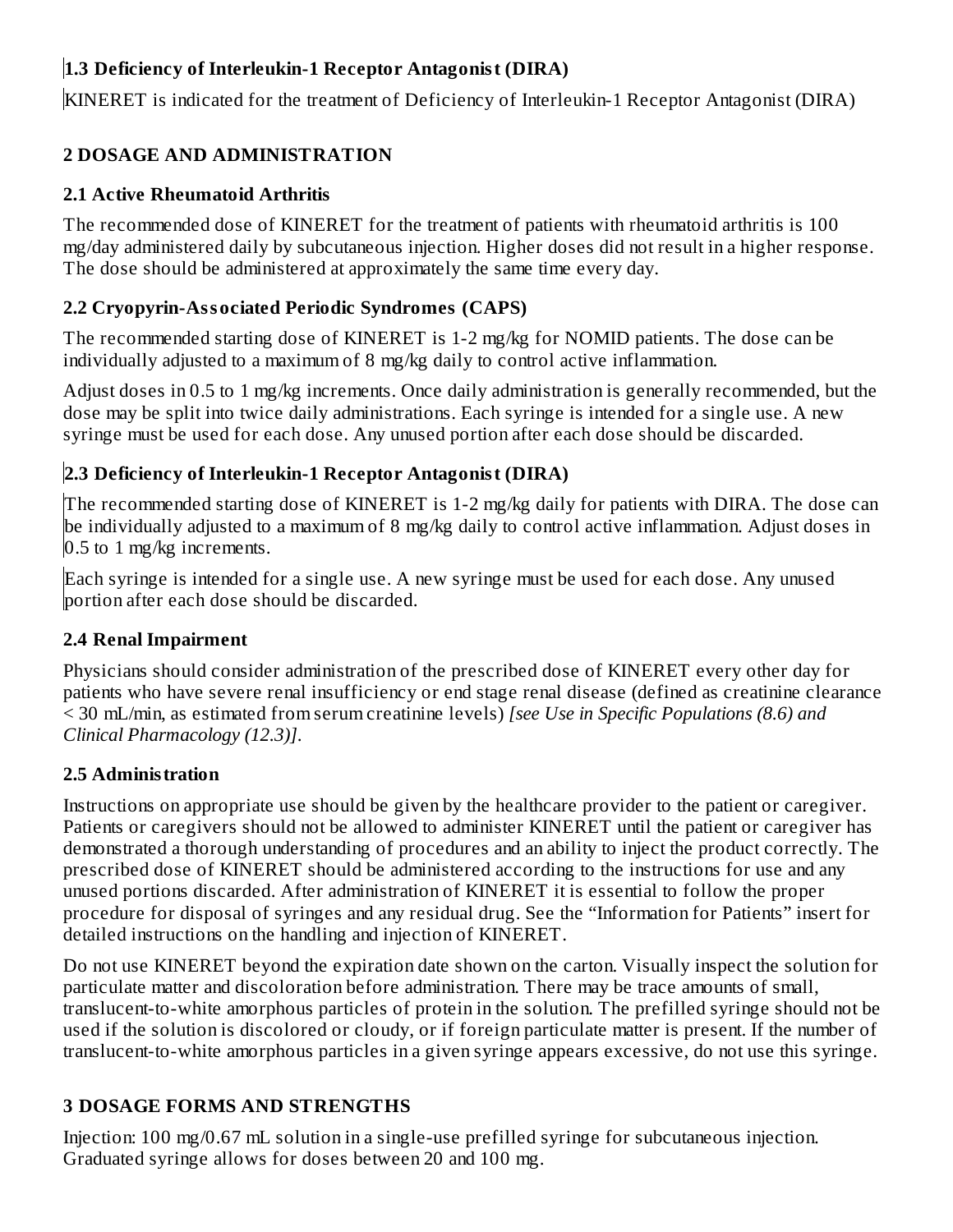### 1.3 Deficiency of Interleukin-1 Receptor Antagonist (DIRA)

KINERET is indicated for the treatment of Deficiency of Interleukin-1 Receptor Antagonist (DIRA)

## 2 DOSAGE AND ADMINISTRATION

### 2.1 Active Rheumatoid Arthritis

The recommended dose of KINERET for the treatment of patients with rheumatoid arthritis is 100 mg/day administered daily by subcutaneous injection. Higher doses did not result in a higher response. The dose should be administered at approximately the same time every day.

### 2.2 Cryopyrin-Associated Periodic Syndromes (CAPS)

The recommended starting dose of KINERET is 1-2 mg/kg for NOMID patients. The dose can be individually adjusted to a maximum of 8 mg/kg daily to control active inflammation.

Adjust doses in 0.5 to 1 mg/kg increments. Once daily administration is generally recommended, but the dose may be split into twice daily administrations. Each syringe is intended for a single use. A new syringe must be used for each dose. Any unused portion after each dose should be discarded.

### 2.3 Deficiency of Interleukin-1 Receptor Antagonist (DIRA)

The recommended starting dose of KINERET is 1-2 mg/kg daily for patients with DIRA. The dose can be individually adjusted to a maximum of 8 mg/kg daily to control active inflammation. Adjust doses in 0.5 to 1 mg/kg increments.

Each syringe is intended for a single use. A new syringe must be used for each dose. Any unused portion after each dose should be discarded.

### 2.4 Renal Impairment

Physicians should consider administration of the prescribed dose of KINERET every other day for patients who have severe renal insufficiency or end stage renal disease (defined as creatinine clearance < 30 mL/min, as estimated from serum creatinine levels) *[see Use in Specific Populations (8.6) and Clinical Pharmacology (12.3)]*.

### 2.5 Administration

Instructions on appropriate use should be given by the healthcare provider to the patient or caregiver. Patients or caregivers should not be allowed to administer KINERET until the patient or caregiver has demonstrated a thorough understanding of procedures and an ability to inject the product correctly. The prescribed dose of KINERET should be administered according to the instructions for use and any unused portions discarded. After administration of KINERET it is essential to follow the proper procedure for disposal of syringes and any residual drug. See the "Information for Patients" insert for detailed instructions on the handling and injection of KINERET.

Do not use KINERET beyond the expiration date shown on the carton. Visually inspect the solution for particulate matter and discoloration before administration. There may be trace amounts of small, translucent-to-white amorphous particles of protein in the solution. The prefilled syringe should not be used if the solution is discolored or cloudy, or if foreign particulate matter is present. If the number of translucent-to-white amorphous particles in a given syringe appears excessive, do not use this syringe.

## 3 DOSAGE FORMS AND STRENGTHS

Injection: 100 mg/0.67 mL solution in a single-use prefilled syringe for subcutaneous injection. Graduated syringe allows for doses between 20 and 100 mg.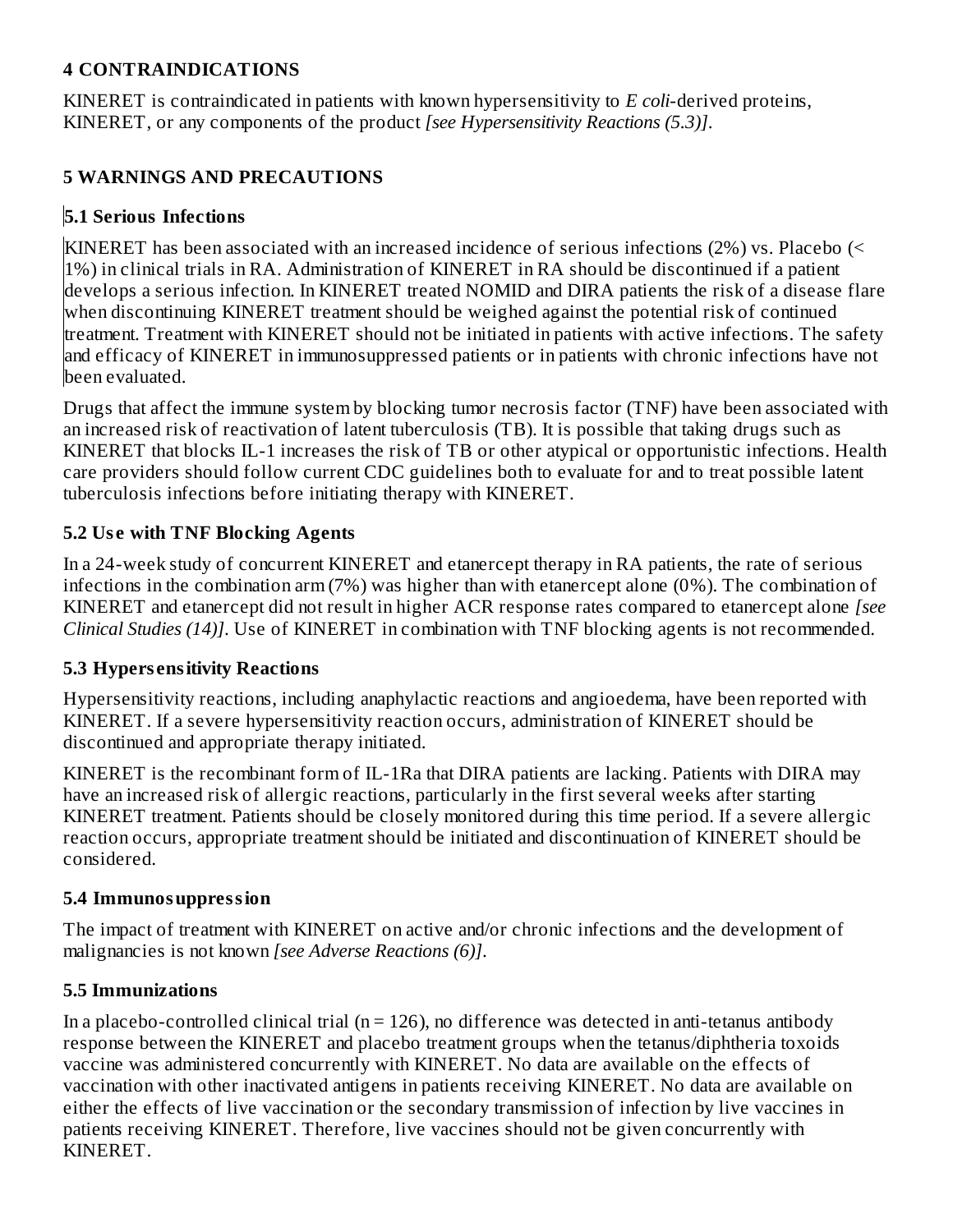## 4 CONTRAINDICATIONS

KINERET is contraindicated in patients with known hypersensitivity to *E coli*-derived proteins, KINERET, or any components of the product *[see Hypersensitivity Reactions (5.3)]*.

## 5 WARNINGS AND PRECAUTIONS

### 5.1 Serious Infections

KINERET has been associated with an increased incidence of serious infections (2%) vs. Placebo (< 1%) in clinical trials in RA. Administration of KINERET in RA should be discontinued if a patient develops a serious infection. In KINERET treated NOMID and DIRA patients the risk of a disease flare when discontinuing KINERET treatment should be weighed against the potential risk of continued treatment. Treatment with KINERET should not be initiated in patients with active infections. The safety and efficacy of KINERET in immunosuppressed patients or in patients with chronic infections have not been evaluated.

Drugs that affect the immune system by blocking tumor necrosis factor (TNF) have been associated with an increased risk of reactivation of latent tuberculosis (TB). It is possible that taking drugs such as KINERET that blocks IL-1 increases the risk of TB or other atypical or opportunistic infections. Health care providers should follow current CDC guidelines both to evaluate for and to treat possible latent tuberculosis infections before initiating therapy with KINERET.

### 5.2 Use with TNF Blocking Agents

In a 24-week study of concurrent KINERET and etanercept therapy in RA patients, the rate of serious infections in the combination arm (7%) was higher than with etanercept alone (0%). The combination of KINERET and etanercept did not result in higher ACR response rates compared to etanercept alone *[see Clinical Studies (14)]*. Use of KINERET in combination with TNF blocking agents is not recommended.

### 5.3 Hypersensitivity Reactions

Hypersensitivity reactions, including anaphylactic reactions and angioedema, have been reported with KINERET. If a severe hypersensitivity reaction occurs, administration of KINERET should be discontinued and appropriate therapy initiated.

KINERET is the recombinant form of IL-1Ra that DIRA patients are lacking. Patients with DIRA may have an increased risk of allergic reactions, particularly in the first several weeks after starting KINERET treatment. Patients should be closely monitored during this time period. If a severe allergic reaction occurs, appropriate treatment should be initiated and discontinuation of KINERET should be considered.

### 5.4 Immunosuppression

The impact of treatment with KINERET on active and/or chronic infections and the development of malignancies is not known *[see Adverse Reactions (6)]*.

### 5.5 Immunizations

In a placebo-controlled clinical trial (n = 126), no difference was detected in anti-tetanus antibody response between the KINERET and placebo treatment groups when the tetanus/diphtheria toxoids vaccine was administered concurrently with KINERET. No data are available on the effects of vaccination with other inactivated antigens in patients receiving KINERET. No data are available on either the effects of live vaccination or the secondary transmission of infection by live vaccines in patients receiving KINERET. Therefore, live vaccines should not be given concurrently with KINERET.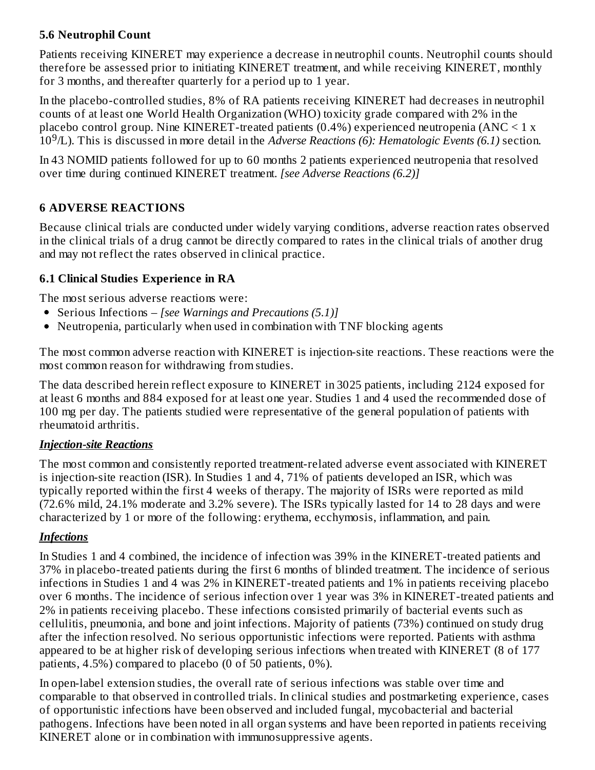### 5.6 Neutrophil Count

Patients receiving KINERET may experience a decrease in neutrophil counts. Neutrophil counts should therefore be assessed prior to initiating KINERET treatment, and while receiving KINERET, monthly for 3 months, and thereafter quarterly for a period up to 1 year.

In the placebo-controlled studies, 8% of RA patients receiving KINERET had decreases in neutrophil counts of at least one World Health Organization (WHO) toxicity grade compared with 2% in the placebo control group. Nine KINERET-treated patients (0.4%) experienced neutropenia (ANC < 1 x $10^9$/L). This is discussed in more detail in the *Adverse Reactions (6): Hematologic Events (6.1)* section.

In 43 NOMID patients followed for up to 60 months 2 patients experienced neutropenia that resolved over time during continued KINERET treatment. *[see Adverse Reactions (6.2)]*

## 6 ADVERSE REACTIONS

Because clinical trials are conducted under widely varying conditions, adverse reaction rates observed in the clinical trials of a drug cannot be directly compared to rates in the clinical trials of another drug and may not reflect the rates observed in clinical practice.

### 6.1 Clinical Studies Experience in RA

The most serious adverse reactions were:

- Serious Infections – *[see Warnings and Precautions (5.1)]*
- Neutropenia, particularly when used in combination with TNF blocking agents

The most common adverse reaction with KINERET is injection-site reactions. These reactions were the most common reason for withdrawing from studies.

The data described herein reflect exposure to KINERET in 3025 patients, including 2124 exposed for at least 6 months and 884 exposed for at least one year. Studies 1 and 4 used the recommended dose of 100 mg per day. The patients studied were representative of the general population of patients with rheumatoid arthritis.

***Injection-site Reactions***

The most common and consistently reported treatment-related adverse event associated with KINERET is injection-site reaction (ISR). In Studies 1 and 4, 71% of patients developed an ISR, which was typically reported within the first 4 weeks of therapy. The majority of ISRs were reported as mild (72.6% mild, 24.1% moderate and 3.2% severe). The ISRs typically lasted for 14 to 28 days and were characterized by 1 or more of the following: erythema, ecchymosis, inflammation, and pain.

***Infections***

In Studies 1 and 4 combined, the incidence of infection was 39% in the KINERET-treated patients and 37% in placebo-treated patients during the first 6 months of blinded treatment. The incidence of serious infections in Studies 1 and 4 was 2% in KINERET-treated patients and 1% in patients receiving placebo over 6 months. The incidence of serious infection over 1 year was 3% in KINERET-treated patients and 2% in patients receiving placebo. These infections consisted primarily of bacterial events such as cellulitis, pneumonia, and bone and joint infections. Majority of patients (73%) continued on study drug after the infection resolved. No serious opportunistic infections were reported. Patients with asthma appeared to be at higher risk of developing serious infections when treated with KINERET (8 of 177 patients, 4.5%) compared to placebo (0 of 50 patients, 0%).

In open-label extension studies, the overall rate of serious infections was stable over time and comparable to that observed in controlled trials. In clinical studies and postmarketing experience, cases of opportunistic infections have been observed and included fungal, mycobacterial and bacterial pathogens. Infections have been noted in all organ systems and have been reported in patients receiving KINERET alone or in combination with immunosuppressive agents.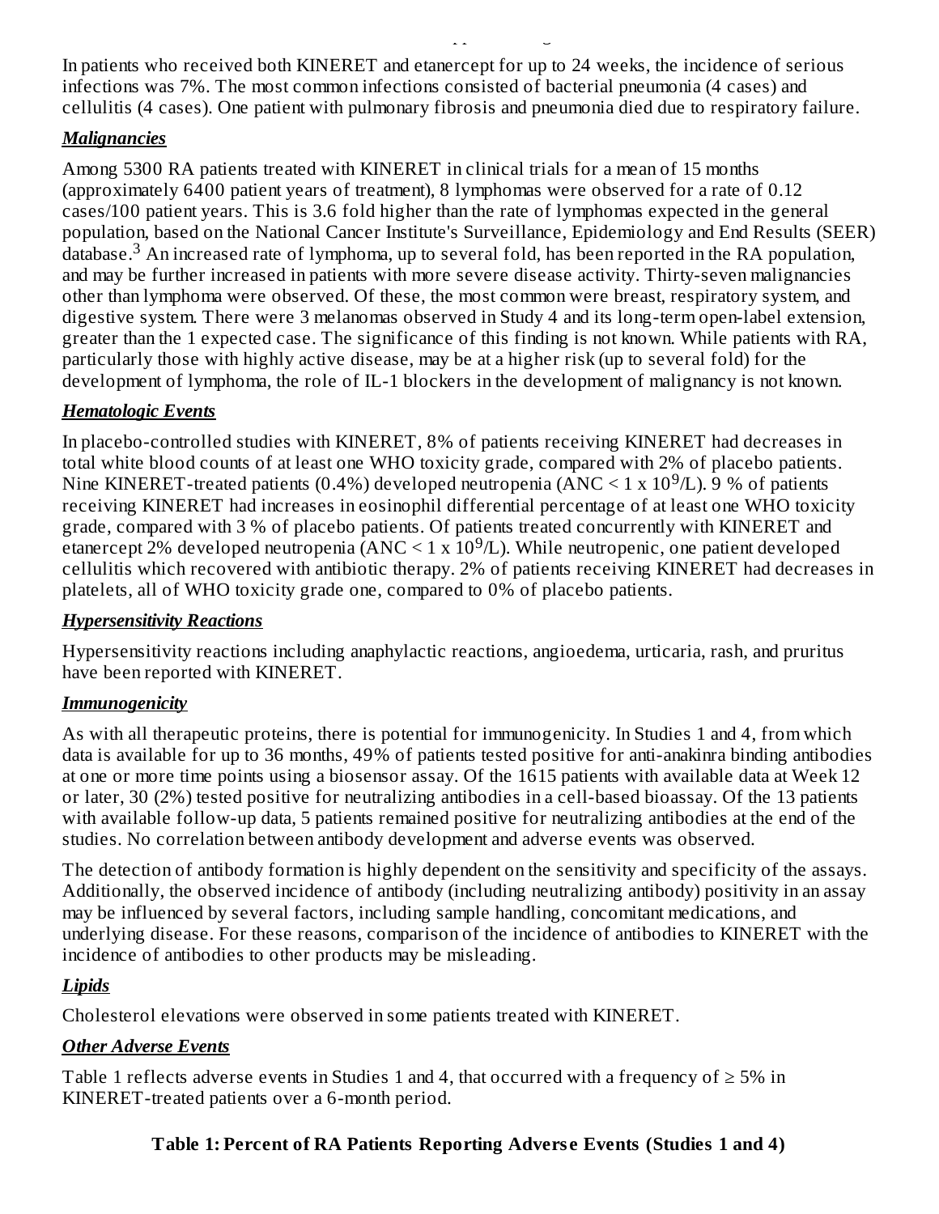In patients who received both KINERET and etanercept for up to 24 weeks, the incidence of serious infections was 7%. The most common infections consisted of bacterial pneumonia (4 cases) and cellulitis (4 cases). One patient with pulmonary fibrosis and pneumonia died due to respiratory failure.

***Malignancies***

Among 5300 RA patients treated with KINERET in clinical trials for a mean of 15 months (approximately 6400 patient years of treatment), 8 lymphomas were observed for a rate of 0.12 cases/100 patient years. This is 3.6 fold higher than the rate of lymphomas expected in the general population, based on the National Cancer Institute's Surveillance, Epidemiology and End Results (SEER) database.[3] An increased rate of lymphoma, up to several fold, has been reported in the RA population, and may be further increased in patients with more severe disease activity. Thirty-seven malignancies other than lymphoma were observed. Of these, the most common were breast, respiratory system, and digestive system. There were 3 melanomas observed in Study 4 and its long-term open-label extension, greater than the 1 expected case. The significance of this finding is not known. While patients with RA, particularly those with highly active disease, may be at a higher risk (up to several fold) for the development of lymphoma, the role of IL-1 blockers in the development of malignancy is not known.

***Hematologic Events***

In placebo-controlled studies with KINERET, 8% of patients receiving KINERET had decreases in total white blood counts of at least one WHO toxicity grade, compared with 2% of placebo patients. Nine KINERET-treated patients (0.4%) developed neutropenia (ANC < 1 x $10^9$/L). 9 % of patients receiving KINERET had increases in eosinophil differential percentage of at least one WHO toxicity grade, compared with 3 % of placebo patients. Of patients treated concurrently with KINERET and etanercept 2% developed neutropenia (ANC < 1 x $10^9$/L). While neutropenic, one patient developed cellulitis which recovered with antibiotic therapy. 2% of patients receiving KINERET had decreases in platelets, all of WHO toxicity grade one, compared to 0% of placebo patients.

***Hypersensitivity Reactions***

Hypersensitivity reactions including anaphylactic reactions, angioedema, urticaria, rash, and pruritus have been reported with KINERET.

***Immunogenicity***

As with all therapeutic proteins, there is potential for immunogenicity. In Studies 1 and 4, from which data is available for up to 36 months, 49% of patients tested positive for anti-anakinra binding antibodies at one or more time points using a biosensor assay. Of the 1615 patients with available data at Week 12 or later, 30 (2%) tested positive for neutralizing antibodies in a cell-based bioassay. Of the 13 patients with available follow-up data, 5 patients remained positive for neutralizing antibodies at the end of the studies. No correlation between antibody development and adverse events was observed.

The detection of antibody formation is highly dependent on the sensitivity and specificity of the assays. Additionally, the observed incidence of antibody (including neutralizing antibody) positivity in an assay may be influenced by several factors, including sample handling, concomitant medications, and underlying disease. For these reasons, comparison of the incidence of antibodies to KINERET with the incidence of antibodies to other products may be misleading.

***Lipids***

Cholesterol elevations were observed in some patients treated with KINERET.

***Other Adverse Events***

Table 1 reflects adverse events in Studies 1 and 4, that occurred with a frequency of ≥ 5% in KINERET-treated patients over a 6-month period.

**Table 1: Percent of RA Patients Reporting Adverse Events (Studies 1 and 4)**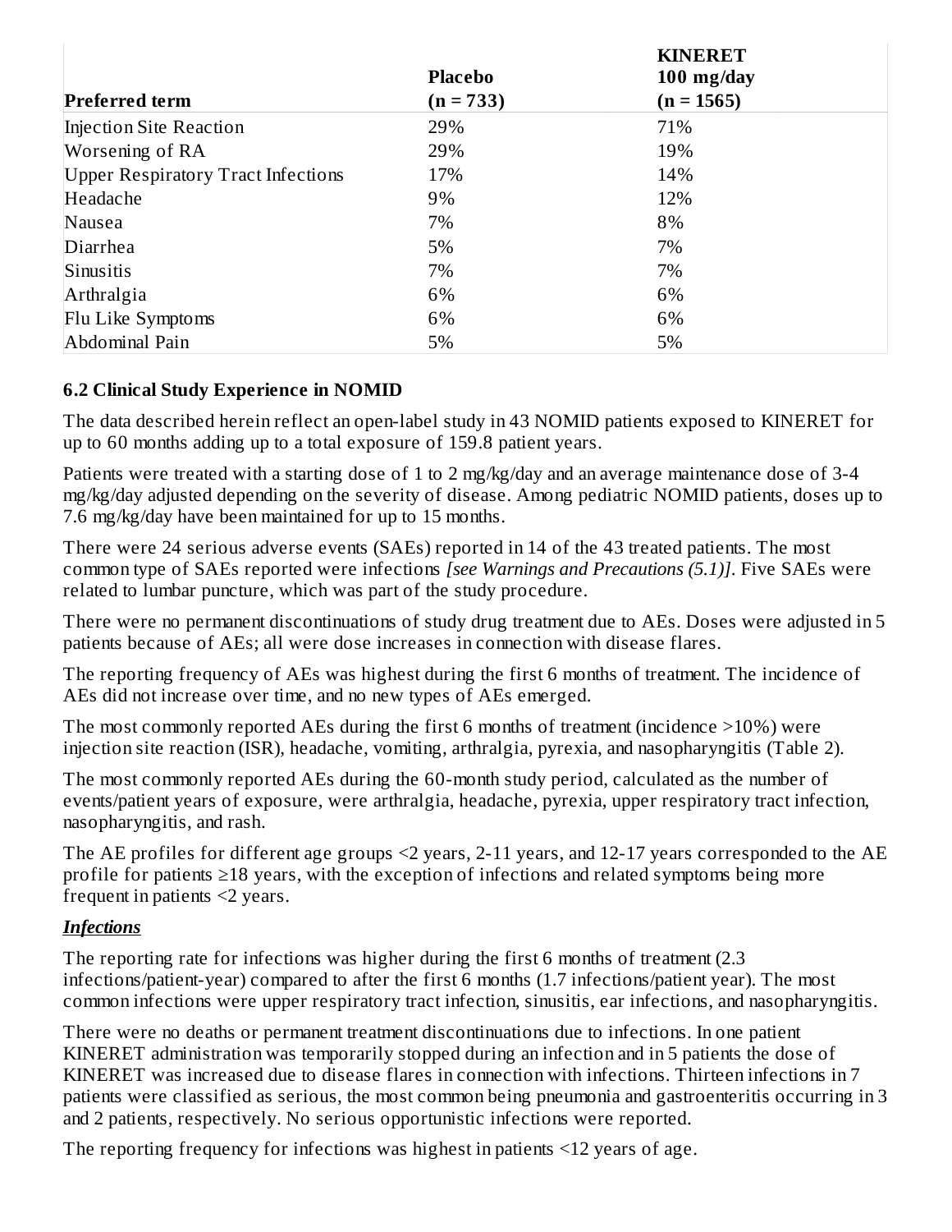| Preferred term | Placebo (n = 733) | KINERET 100 mg/day (n = 1565) |
|---|---|---|
| Injection Site Reaction | 29% | 71% |
| Worsening of RA | 29% | 19% |
| Upper Respiratory Tract Infections | 17% | 14% |
| Headache | 9% | 12% |
| Nausea | 7% | 8% |
| Diarrhea | 5% | 7% |
| Sinusitis | 7% | 7% |
| Arthralgia | 6% | 6% |
| Flu Like Symptoms | 6% | 6% |
| Abdominal Pain | 5% | 5% |

### 6.2 Clinical Study Experience in NOMID

The data described herein reflect an open-label study in 43 NOMID patients exposed to KINERET for up to 60 months adding up to a total exposure of 159.8 patient years.

Patients were treated with a starting dose of 1 to 2 mg/kg/day and an average maintenance dose of 3-4 mg/kg/day adjusted depending on the severity of disease. Among pediatric NOMID patients, doses up to 7.6 mg/kg/day have been maintained for up to 15 months.

There were 24 serious adverse events (SAEs) reported in 14 of the 43 treated patients. The most common type of SAEs reported were infections *[see Warnings and Precautions (5.1)]*. Five SAEs were related to lumbar puncture, which was part of the study procedure.

There were no permanent discontinuations of study drug treatment due to AEs. Doses were adjusted in 5 patients because of AEs; all were dose increases in connection with disease flares.

The reporting frequency of AEs was highest during the first 6 months of treatment. The incidence of AEs did not increase over time, and no new types of AEs emerged.

The most commonly reported AEs during the first 6 months of treatment (incidence >10%) were injection site reaction (ISR), headache, vomiting, arthralgia, pyrexia, and nasopharyngitis (Table 2).

The most commonly reported AEs during the 60-month study period, calculated as the number of events/patient years of exposure, were arthralgia, headache, pyrexia, upper respiratory tract infection, nasopharyngitis, and rash.

The AE profiles for different age groups <2 years, 2-11 years, and 12-17 years corresponded to the AE profile for patients ≥18 years, with the exception of infections and related symptoms being more frequent in patients <2 years.

***Infections***

The reporting rate for infections was higher during the first 6 months of treatment (2.3 infections/patient-year) compared to after the first 6 months (1.7 infections/patient year). The most common infections were upper respiratory tract infection, sinusitis, ear infections, and nasopharyngitis.

There were no deaths or permanent treatment discontinuations due to infections. In one patient KINERET administration was temporarily stopped during an infection and in 5 patients the dose of KINERET was increased due to disease flares in connection with infections. Thirteen infections in 7 patients were classified as serious, the most common being pneumonia and gastroenteritis occurring in 3 and 2 patients, respectively. No serious opportunistic infections were reported.

The reporting frequency for infections was highest in patients <12 years of age.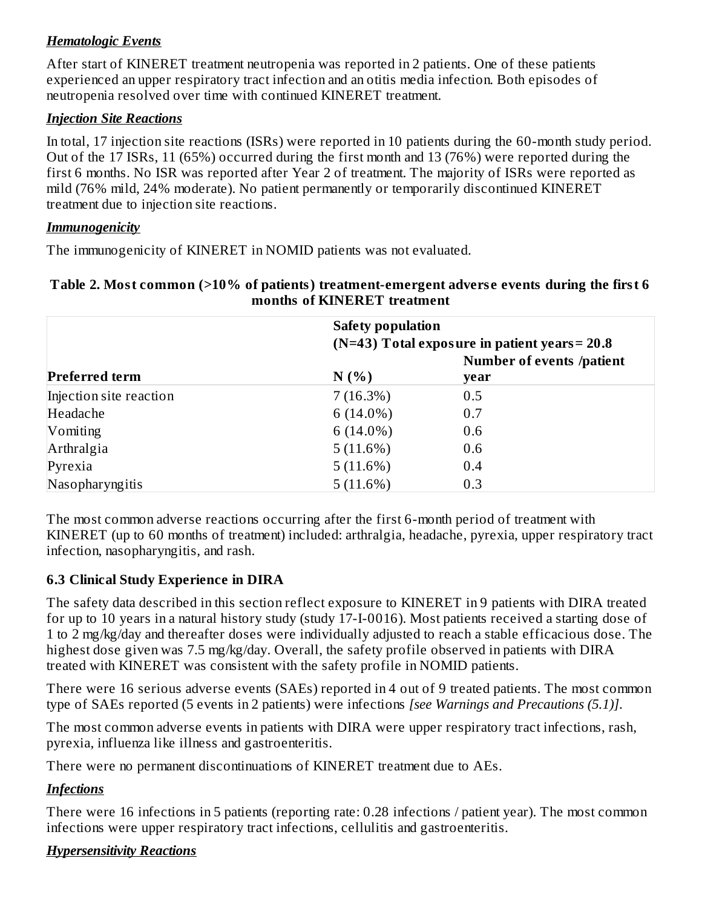***Hematologic Events***

After start of KINERET treatment neutropenia was reported in 2 patients. One of these patients experienced an upper respiratory tract infection and an otitis media infection. Both episodes of neutropenia resolved over time with continued KINERET treatment.

***Injection Site Reactions***

In total, 17 injection site reactions (ISRs) were reported in 10 patients during the 60-month study period. Out of the 17 ISRs, 11 (65%) occurred during the first month and 13 (76%) were reported during the first 6 months. No ISR was reported after Year 2 of treatment. The majority of ISRs were reported as mild (76% mild, 24% moderate). No patient permanently or temporarily discontinued KINERET treatment due to injection site reactions.

***Immunogenicity***

The immunogenicity of KINERET in NOMID patients was not evaluated.

**Table 2. Most common (>10% of patients) treatment-emergent adverse events during the first 6 months of KINERET treatment**

| | **Safety population (N=43) Total exposure in patient years= 20.8** | |
|---|---|---|
| **Preferred term** | **N (%)** | **Number of events /patient year** |
| Injection site reaction | 7 (16.3%) | 0.5 |
| Headache | 6 (14.0%) | 0.7 |
| Vomiting | 6 (14.0%) | 0.6 |
| Arthralgia | 5 (11.6%) | 0.6 |
| Pyrexia | 5 (11.6%) | 0.4 |
| Nasopharyngitis | 5 (11.6%) | 0.3 |

The most common adverse reactions occurring after the first 6-month period of treatment with KINERET (up to 60 months of treatment) included: arthralgia, headache, pyrexia, upper respiratory tract infection, nasopharyngitis, and rash.

### 6.3 Clinical Study Experience in DIRA

The safety data described in this section reflect exposure to KINERET in 9 patients with DIRA treated for up to 10 years in a natural history study (study 17-I-0016). Most patients received a starting dose of 1 to 2 mg/kg/day and thereafter doses were individually adjusted to reach a stable efficacious dose. The highest dose given was 7.5 mg/kg/day. Overall, the safety profile observed in patients with DIRA treated with KINERET was consistent with the safety profile in NOMID patients.

There were 16 serious adverse events (SAEs) reported in 4 out of 9 treated patients. The most common type of SAEs reported (5 events in 2 patients) were infections *[see Warnings and Precautions (5.1)]*.

The most common adverse events in patients with DIRA were upper respiratory tract infections, rash, pyrexia, influenza like illness and gastroenteritis.

There were no permanent discontinuations of KINERET treatment due to AEs.

***Infections***

There were 16 infections in 5 patients (reporting rate: 0.28 infections / patient year). The most common infections were upper respiratory tract infections, cellulitis and gastroenteritis.

***Hypersensitivity Reactions***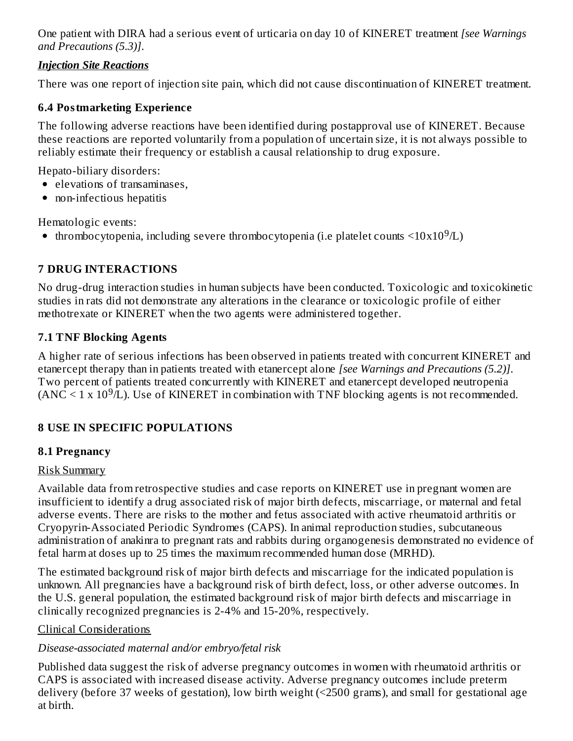One patient with DIRA had a serious event of urticaria on day 10 of KINERET treatment *[see Warnings and Precautions (5.3)]*.

***Injection Site Reactions***

There was one report of injection site pain, which did not cause discontinuation of KINERET treatment.

### 6.4 Postmarketing Experience

The following adverse reactions have been identified during postapproval use of KINERET. Because these reactions are reported voluntarily from a population of uncertain size, it is not always possible to reliably estimate their frequency or establish a causal relationship to drug exposure.

Hepato-biliary disorders:

- elevations of transaminases,
- non-infectious hepatitis

Hematologic events:

- thrombocytopenia, including severe thrombocytopenia (i.e platelet counts $<10x10^9$/L)

## 7 DRUG INTERACTIONS

No drug-drug interaction studies in human subjects have been conducted. Toxicologic and toxicokinetic studies in rats did not demonstrate any alterations in the clearance or toxicologic profile of either methotrexate or KINERET when the two agents were administered together.

### 7.1 TNF Blocking Agents

A higher rate of serious infections has been observed in patients treated with concurrent KINERET and etanercept therapy than in patients treated with etanercept alone *[see Warnings and Precautions (5.2)]*. Two percent of patients treated concurrently with KINERET and etanercept developed neutropenia (ANC $< 1 \times 10^9$/L). Use of KINERET in combination with TNF blocking agents is not recommended.

## 8 USE IN SPECIFIC POPULATIONS

### 8.1 Pregnancy

Risk Summary

Available data from retrospective studies and case reports on KINERET use in pregnant women are insufficient to identify a drug associated risk of major birth defects, miscarriage, or maternal and fetal adverse events. There are risks to the mother and fetus associated with active rheumatoid arthritis or Cryopyrin-Associated Periodic Syndromes (CAPS). In animal reproduction studies, subcutaneous administration of anakinra to pregnant rats and rabbits during organogenesis demonstrated no evidence of fetal harm at doses up to 25 times the maximum recommended human dose (MRHD).

The estimated background risk of major birth defects and miscarriage for the indicated population is unknown. All pregnancies have a background risk of birth defect, loss, or other adverse outcomes. In the U.S. general population, the estimated background risk of major birth defects and miscarriage in clinically recognized pregnancies is 2-4% and 15-20%, respectively.

Clinical Considerations

*Disease-associated maternal and/or embryo/fetal risk*

Published data suggest the risk of adverse pregnancy outcomes in women with rheumatoid arthritis or CAPS is associated with increased disease activity. Adverse pregnancy outcomes include preterm delivery (before 37 weeks of gestation), low birth weight (<2500 grams), and small for gestational age at birth.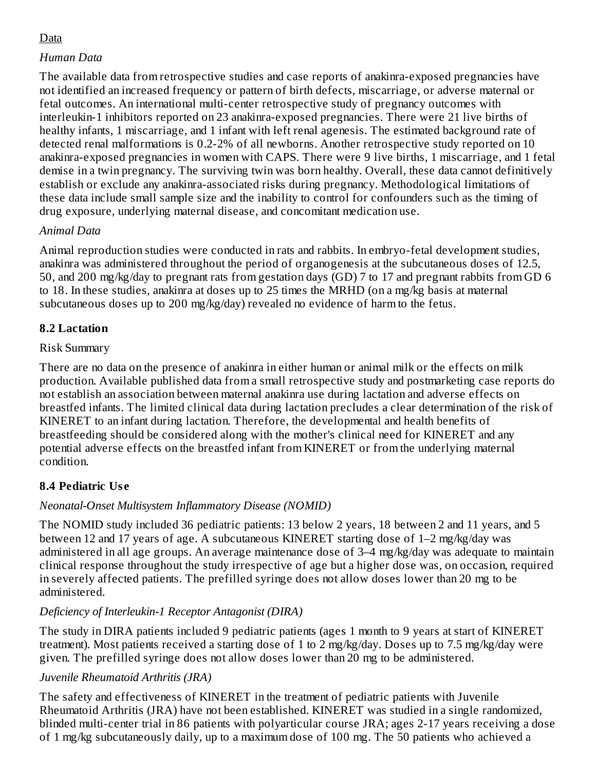Data

*Human Data*

The available data from retrospective studies and case reports of anakinra-exposed pregnancies have not identified an increased frequency or pattern of birth defects, miscarriage, or adverse maternal or fetal outcomes. An international multi-center retrospective study of pregnancy outcomes with interleukin-1 inhibitors reported on 23 anakinra-exposed pregnancies. There were 21 live births of healthy infants, 1 miscarriage, and 1 infant with left renal agenesis. The estimated background rate of detected renal malformations is 0.2-2% of all newborns. Another retrospective study reported on 10 anakinra-exposed pregnancies in women with CAPS. There were 9 live births, 1 miscarriage, and 1 fetal demise in a twin pregnancy. The surviving twin was born healthy. Overall, these data cannot definitively establish or exclude any anakinra-associated risks during pregnancy. Methodological limitations of these data include small sample size and the inability to control for confounders such as the timing of drug exposure, underlying maternal disease, and concomitant medication use.

*Animal Data*

Animal reproduction studies were conducted in rats and rabbits. In embryo-fetal development studies, anakinra was administered throughout the period of organogenesis at the subcutaneous doses of 12.5, 50, and 200 mg/kg/day to pregnant rats from gestation days (GD) 7 to 17 and pregnant rabbits from GD 6 to 18. In these studies, anakinra at doses up to 25 times the MRHD (on a mg/kg basis at maternal subcutaneous doses up to 200 mg/kg/day) revealed no evidence of harm to the fetus.

## 8.2 Lactation

Risk Summary

There are no data on the presence of anakinra in either human or animal milk or the effects on milk production. Available published data from a small retrospective study and postmarketing case reports do not establish an association between maternal anakinra use during lactation and adverse effects on breastfed infants. The limited clinical data during lactation precludes a clear determination of the risk of KINERET to an infant during lactation. Therefore, the developmental and health benefits of breastfeeding should be considered along with the mother's clinical need for KINERET and any potential adverse effects on the breastfed infant from KINERET or from the underlying maternal condition.

## 8.4 Pediatric Use

*Neonatal-Onset Multisystem Inflammatory Disease (NOMID)*

The NOMID study included 36 pediatric patients: 13 below 2 years, 18 between 2 and 11 years, and 5 between 12 and 17 years of age. A subcutaneous KINERET starting dose of 1–2 mg/kg/day was administered in all age groups. An average maintenance dose of 3–4 mg/kg/day was adequate to maintain clinical response throughout the study irrespective of age but a higher dose was, on occasion, required in severely affected patients. The prefilled syringe does not allow doses lower than 20 mg to be administered.

*Deficiency of Interleukin-1 Receptor Antagonist (DIRA)*

The study in DIRA patients included 9 pediatric patients (ages 1 month to 9 years at start of KINERET treatment). Most patients received a starting dose of 1 to 2 mg/kg/day. Doses up to 7.5 mg/kg/day were given. The prefilled syringe does not allow doses lower than 20 mg to be administered.

*Juvenile Rheumatoid Arthritis (JRA)*

The safety and effectiveness of KINERET in the treatment of pediatric patients with Juvenile Rheumatoid Arthritis (JRA) have not been established. KINERET was studied in a single randomized, blinded multi-center trial in 86 patients with polyarticular course JRA; ages 2-17 years receiving a dose of 1 mg/kg subcutaneously daily, up to a maximum dose of 100 mg. The 50 patients who achieved a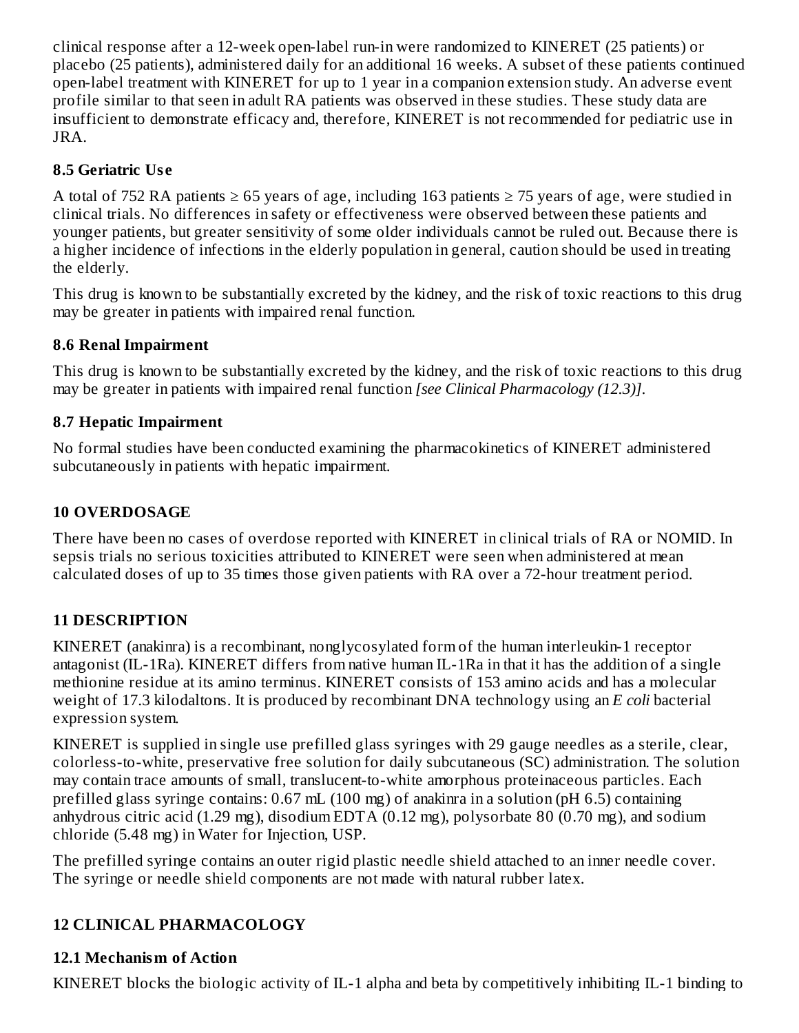clinical response after a 12-week open-label run-in were randomized to KINERET (25 patients) or placebo (25 patients), administered daily for an additional 16 weeks. A subset of these patients continued open-label treatment with KINERET for up to 1 year in a companion extension study. An adverse event profile similar to that seen in adult RA patients was observed in these studies. These study data are insufficient to demonstrate efficacy and, therefore, KINERET is not recommended for pediatric use in JRA.

### 8.5 Geriatric Use

A total of 752 RA patients ≥ 65 years of age, including 163 patients ≥ 75 years of age, were studied in clinical trials. No differences in safety or effectiveness were observed between these patients and younger patients, but greater sensitivity of some older individuals cannot be ruled out. Because there is a higher incidence of infections in the elderly population in general, caution should be used in treating the elderly.

This drug is known to be substantially excreted by the kidney, and the risk of toxic reactions to this drug may be greater in patients with impaired renal function.

### 8.6 Renal Impairment

This drug is known to be substantially excreted by the kidney, and the risk of toxic reactions to this drug may be greater in patients with impaired renal function *[see Clinical Pharmacology (12.3)]*.

### 8.7 Hepatic Impairment

No formal studies have been conducted examining the pharmacokinetics of KINERET administered subcutaneously in patients with hepatic impairment.

## 10 OVERDOSAGE

There have been no cases of overdose reported with KINERET in clinical trials of RA or NOMID. In sepsis trials no serious toxicities attributed to KINERET were seen when administered at mean calculated doses of up to 35 times those given patients with RA over a 72-hour treatment period.

## 11 DESCRIPTION

KINERET (anakinra) is a recombinant, nonglycosylated form of the human interleukin-1 receptor antagonist (IL-1Ra). KINERET differs from native human IL-1Ra in that it has the addition of a single methionine residue at its amino terminus. KINERET consists of 153 amino acids and has a molecular weight of 17.3 kilodaltons. It is produced by recombinant DNA technology using an *E coli* bacterial expression system.

KINERET is supplied in single use prefilled glass syringes with 29 gauge needles as a sterile, clear, colorless-to-white, preservative free solution for daily subcutaneous (SC) administration. The solution may contain trace amounts of small, translucent-to-white amorphous proteinaceous particles. Each prefilled glass syringe contains: 0.67 mL (100 mg) of anakinra in a solution (pH 6.5) containing anhydrous citric acid (1.29 mg), disodium EDTA (0.12 mg), polysorbate 80 (0.70 mg), and sodium chloride (5.48 mg) in Water for Injection, USP.

The prefilled syringe contains an outer rigid plastic needle shield attached to an inner needle cover. The syringe or needle shield components are not made with natural rubber latex.

## 12 CLINICAL PHARMACOLOGY

### 12.1 Mechanism of Action

KINERET blocks the biologic activity of IL-1 alpha and beta by competitively inhibiting IL-1 binding to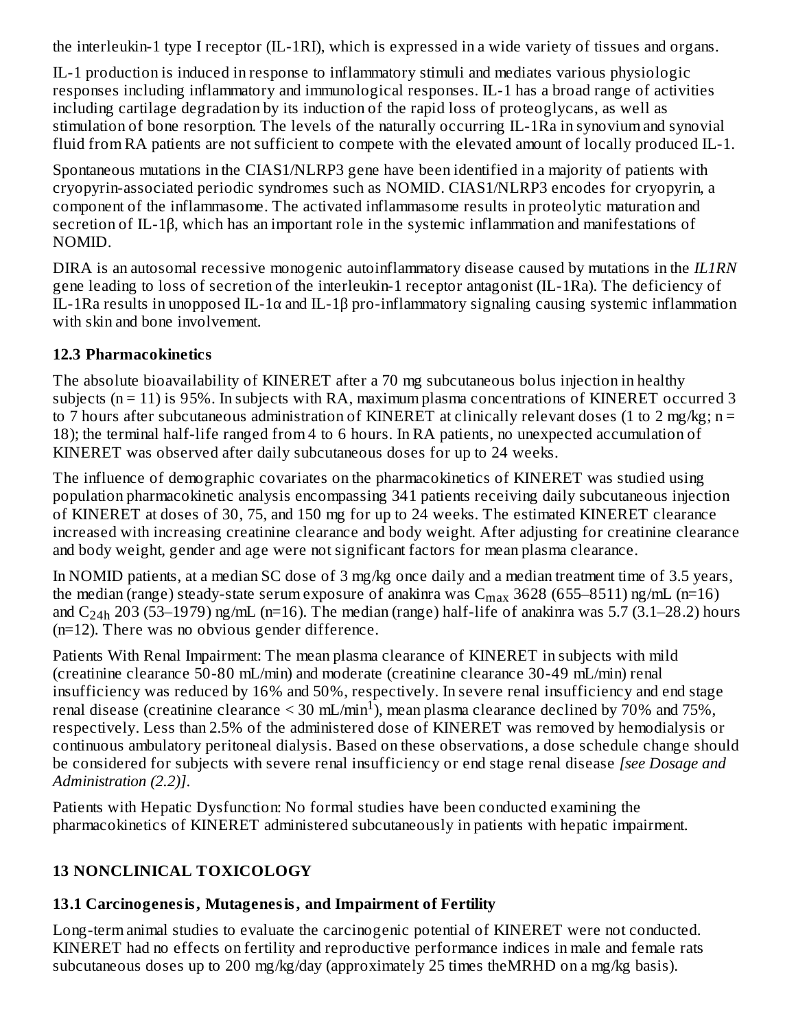the interleukin-1 type I receptor (IL-1RI), which is expressed in a wide variety of tissues and organs.

IL-1 production is induced in response to inflammatory stimuli and mediates various physiologic responses including inflammatory and immunological responses. IL-1 has a broad range of activities including cartilage degradation by its induction of the rapid loss of proteoglycans, as well as stimulation of bone resorption. The levels of the naturally occurring IL-1Ra in synovium and synovial fluid from RA patients are not sufficient to compete with the elevated amount of locally produced IL-1.

Spontaneous mutations in the CIAS1/NLRP3 gene have been identified in a majority of patients with cryopyrin-associated periodic syndromes such as NOMID. CIAS1/NLRP3 encodes for cryopyrin, a component of the inflammasome. The activated inflammasome results in proteolytic maturation and secretion of IL-1β, which has an important role in the systemic inflammation and manifestations of NOMID.

DIRA is an autosomal recessive monogenic autoinflammatory disease caused by mutations in the *IL1RN* gene leading to loss of secretion of the interleukin-1 receptor antagonist (IL-1Ra). The deficiency of IL-1Ra results in unopposed IL-1α and IL-1β pro-inflammatory signaling causing systemic inflammation with skin and bone involvement.

### 12.3 Pharmacokinetics

The absolute bioavailability of KINERET after a 70 mg subcutaneous bolus injection in healthy subjects (n = 11) is 95%. In subjects with RA, maximum plasma concentrations of KINERET occurred 3 to 7 hours after subcutaneous administration of KINERET at clinically relevant doses (1 to 2 mg/kg; n = 18); the terminal half-life ranged from 4 to 6 hours. In RA patients, no unexpected accumulation of KINERET was observed after daily subcutaneous doses for up to 24 weeks.

The influence of demographic covariates on the pharmacokinetics of KINERET was studied using population pharmacokinetic analysis encompassing 341 patients receiving daily subcutaneous injection of KINERET at doses of 30, 75, and 150 mg for up to 24 weeks. The estimated KINERET clearance increased with increasing creatinine clearance and body weight. After adjusting for creatinine clearance and body weight, gender and age were not significant factors for mean plasma clearance.

In NOMID patients, at a median SC dose of 3 mg/kg once daily and a median treatment time of 3.5 years, the median (range) steady-state serum exposure of anakinra was $C_{max}$ 3628 (655–8511) ng/mL (n=16) and $C_{24h}$ 203 (53–1979) ng/mL (n=16). The median (range) half-life of anakinra was 5.7 (3.1–28.2) hours (n=12). There was no obvious gender difference.

Patients With Renal Impairment: The mean plasma clearance of KINERET in subjects with mild (creatinine clearance 50-80 mL/min) and moderate (creatinine clearance 30-49 mL/min) renal insufficiency was reduced by 16% and 50%, respectively. In severe renal insufficiency and end stage renal disease (creatinine clearance < 30 mL/min[1]), mean plasma clearance declined by 70% and 75%, respectively. Less than 2.5% of the administered dose of KINERET was removed by hemodialysis or continuous ambulatory peritoneal dialysis. Based on these observations, a dose schedule change should be considered for subjects with severe renal insufficiency or end stage renal disease *[see Dosage and Administration (2.2)]*.

Patients with Hepatic Dysfunction: No formal studies have been conducted examining the pharmacokinetics of KINERET administered subcutaneously in patients with hepatic impairment.

## 13 NONCLINICAL TOXICOLOGY

### 13.1 Carcinogenesis, Mutagenesis, and Impairment of Fertility

Long-term animal studies to evaluate the carcinogenic potential of KINERET were not conducted. KINERET had no effects on fertility and reproductive performance indices in male and female rats subcutaneous doses up to 200 mg/kg/day (approximately 25 times theMRHD on a mg/kg basis).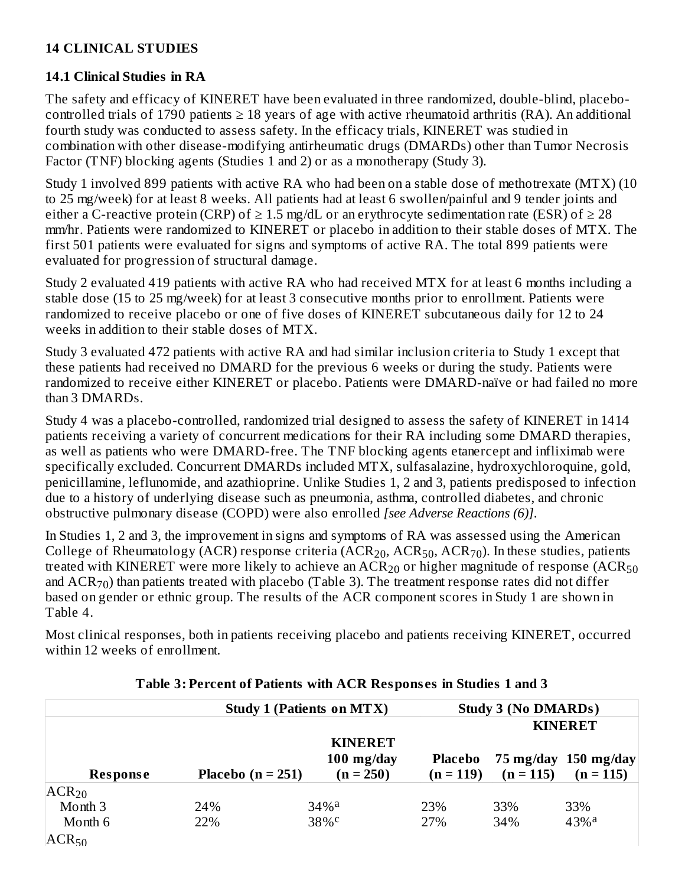## 14 CLINICAL STUDIES

### 14.1 Clinical Studies in RA

The safety and efficacy of KINERET have been evaluated in three randomized, double-blind, placebo-controlled trials of 1790 patients ≥ 18 years of age with active rheumatoid arthritis (RA). An additional fourth study was conducted to assess safety. In the efficacy trials, KINERET was studied in combination with other disease-modifying antirheumatic drugs (DMARDs) other than Tumor Necrosis Factor (TNF) blocking agents (Studies 1 and 2) or as a monotherapy (Study 3).

Study 1 involved 899 patients with active RA who had been on a stable dose of methotrexate (MTX) (10 to 25 mg/week) for at least 8 weeks. All patients had at least 6 swollen/painful and 9 tender joints and either a C-reactive protein (CRP) of ≥ 1.5 mg/dL or an erythrocyte sedimentation rate (ESR) of ≥ 28 mm/hr. Patients were randomized to KINERET or placebo in addition to their stable doses of MTX. The first 501 patients were evaluated for signs and symptoms of active RA. The total 899 patients were evaluated for progression of structural damage.

Study 2 evaluated 419 patients with active RA who had received MTX for at least 6 months including a stable dose (15 to 25 mg/week) for at least 3 consecutive months prior to enrollment. Patients were randomized to receive placebo or one of five doses of KINERET subcutaneous daily for 12 to 24 weeks in addition to their stable doses of MTX.

Study 3 evaluated 472 patients with active RA and had similar inclusion criteria to Study 1 except that these patients had received no DMARD for the previous 6 weeks or during the study. Patients were randomized to receive either KINERET or placebo. Patients were DMARD-naïve or had failed no more than 3 DMARDs.

Study 4 was a placebo-controlled, randomized trial designed to assess the safety of KINERET in 1414 patients receiving a variety of concurrent medications for their RA including some DMARD therapies, as well as patients who were DMARD-free. The TNF blocking agents etanercept and infliximab were specifically excluded. Concurrent DMARDs included MTX, sulfasalazine, hydroxychloroquine, gold, penicillamine, leflunomide, and azathioprine. Unlike Studies 1, 2 and 3, patients predisposed to infection due to a history of underlying disease such as pneumonia, asthma, controlled diabetes, and chronic obstructive pulmonary disease (COPD) were also enrolled *[see Adverse Reactions (6)]*.

In Studies 1, 2 and 3, the improvement in signs and symptoms of RA was assessed using the American College of Rheumatology (ACR) response criteria ($ACR_{20}$, $ACR_{50}$, $ACR_{70}$). In these studies, patients treated with KINERET were more likely to achieve an $ACR_{20}$ or higher magnitude of response ($ACR_{50}$ and $ACR_{70}$) than patients treated with placebo (Table 3). The treatment response rates did not differ based on gender or ethnic group. The results of the ACR component scores in Study 1 are shown in Table 4.

Most clinical responses, both in patients receiving placebo and patients receiving KINERET, occurred within 12 weeks of enrollment.

**Table 3: Percent of Patients with ACR Responses in Studies 1 and 3**

| | Study 1 (Patients on MTX) | | Study 3 (No DMARDs) | | |
|---|---|---|---|---|---|
| | | | | KINERET | |
| **Response** | **Placebo (n = 251)** | **KINERET 100 mg/day (n = 250)** | **Placebo (n = 119)** | **75 mg/day (n = 115)** | **150 mg/day (n = 115)** |
| $ACR_{20}$ | | | | | |
| Month 3 | 24% | 34%[a] | 23% | 33% | 33% |
| Month 6 | 22% | 38%[c] | 27% | 34% | 43%[a] |
| $ACR_{50}$ | | | | | |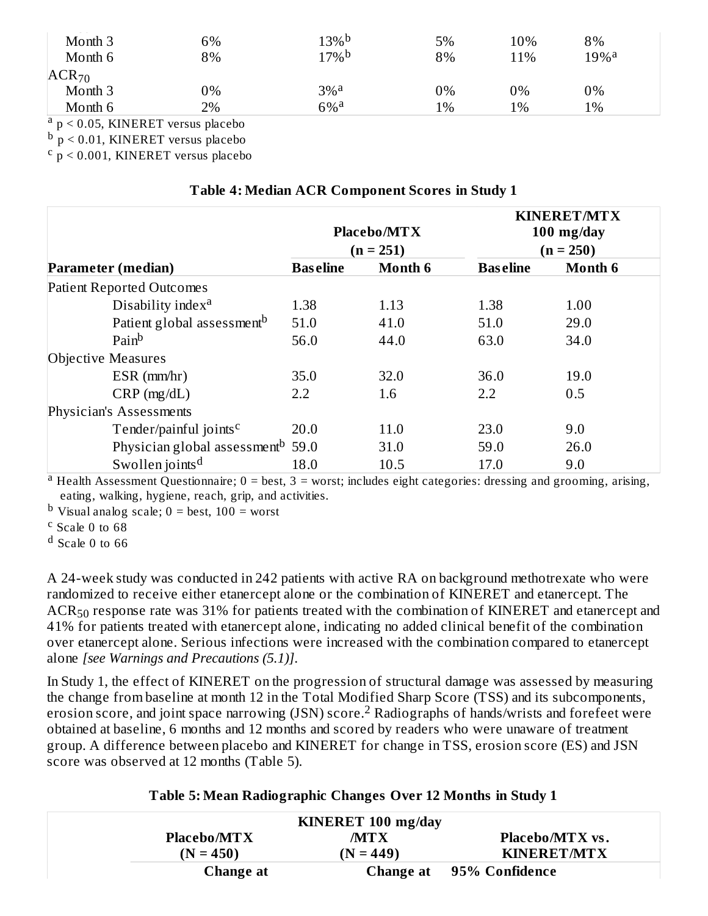|  |  |  |  |  |  |
|---|---|---|---|---|---|
| Month 3 | 6% | 13%[b] | 5% | 10% | 8% |
| Month 6 | 8% | 17%[b] | 8% | 11% | 19%[a] |
| $ACR_{70}$ |  |  |  |  |  |
| Month 3 | 0% | 3%[a] | 0% | 0% | 0% |
| Month 6 | 2% | 6%[a] | 1% | 1% | 1% |

[a] $p < 0.05$, KINERET versus placebo

[b] $p < 0.01$, KINERET versus placebo

[c] $p < 0.001$, KINERET versus placebo

**Table 4: Median ACR Component Scores in Study 1**

|  | Placebo/MTX (n = 251) |  | KINERET/MTX 100 mg/day (n = 250) |  |
|---|---|---|---|---|
| **Parameter (median)** | **Baseline** | **Month 6** | **Baseline** | **Month 6** |
| Patient Reported Outcomes |  |  |  |  |
| Disability index[a] | 1.38 | 1.13 | 1.38 | 1.00 |
| Patient global assessment[b] | 51.0 | 41.0 | 51.0 | 29.0 |
| Pain[b] | 56.0 | 44.0 | 63.0 | 34.0 |
| Objective Measures |  |  |  |  |
| ESR (mm/hr) | 35.0 | 32.0 | 36.0 | 19.0 |
| CRP (mg/dL) | 2.2 | 1.6 | 2.2 | 0.5 |
| Physician's Assessments |  |  |  |  |
| Tender/painful joints[c] | 20.0 | 11.0 | 23.0 | 9.0 |
| Physician global assessment[b] | 59.0 | 31.0 | 59.0 | 26.0 |
| Swollen joints[d] | 18.0 | 10.5 | 17.0 | 9.0 |

[a] Health Assessment Questionnaire; 0 = best, 3 = worst; includes eight categories: dressing and grooming, arising, eating, walking, hygiene, reach, grip, and activities.

[b] Visual analog scale; 0 = best, 100 = worst

[c] Scale 0 to 68

[d] Scale 0 to 66

A 24-week study was conducted in 242 patients with active RA on background methotrexate who were randomized to receive either etanercept alone or the combination of KINERET and etanercept. The $ACR_{50}$ response rate was 31% for patients treated with the combination of KINERET and etanercept and 41% for patients treated with etanercept alone, indicating no added clinical benefit of the combination over etanercept alone. Serious infections were increased with the combination compared to etanercept alone *[see Warnings and Precautions (5.1)]*.

In Study 1, the effect of KINERET on the progression of structural damage was assessed by measuring the change from baseline at month 12 in the Total Modified Sharp Score (TSS) and its subcomponents, erosion score, and joint space narrowing (JSN) score.[2] Radiographs of hands/wrists and forefeet were obtained at baseline, 6 months and 12 months and scored by readers who were unaware of treatment group. A difference between placebo and KINERET for change in TSS, erosion score (ES) and JSN score was observed at 12 months (Table 5).

**Table 5: Mean Radiographic Changes Over 12 Months in Study 1**

|  | Placebo/MTX (N = 450) | KINERET 100 mg/day /MTX (N = 449) | Placebo/MTX vs. KINERET/MTX |
|---|---|---|---|
|  | Change at | Change at | 95% Confidence |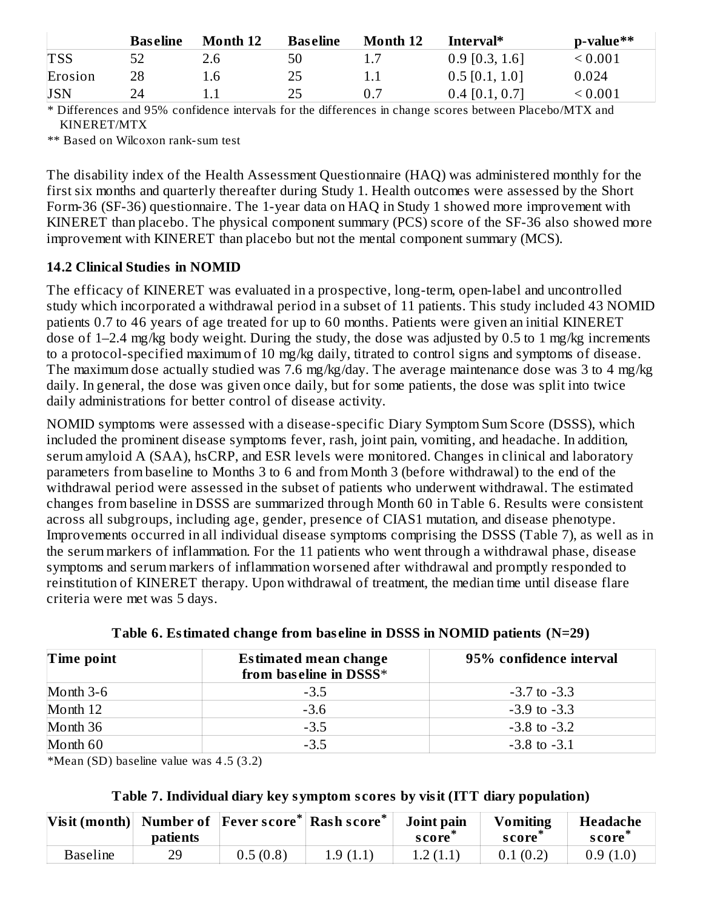| | Baseline | Month 12 | Baseline | Month 12 | Interval* | p-value** |
|---|---|---|---|---|---|---|
| TSS | 52 | 2.6 | 50 | 1.7 | 0.9 [0.3, 1.6] | < 0.001 |
| Erosion | 28 | 1.6 | 25 | 1.1 | 0.5 [0.1, 1.0] | 0.024 |
| JSN | 24 | 1.1 | 25 | 0.7 | 0.4 [0.1, 0.7] | < 0.001 |

\* Differences and 95% confidence intervals for the differences in change scores between Placebo/MTX and KINERET/MTX

** Based on Wilcoxon rank-sum test

The disability index of the Health Assessment Questionnaire (HAQ) was administered monthly for the first six months and quarterly thereafter during Study 1. Health outcomes were assessed by the Short Form-36 (SF-36) questionnaire. The 1-year data on HAQ in Study 1 showed more improvement with KINERET than placebo. The physical component summary (PCS) score of the SF-36 also showed more improvement with KINERET than placebo but not the mental component summary (MCS).

### 14.2 Clinical Studies in NOMID

The efficacy of KINERET was evaluated in a prospective, long-term, open-label and uncontrolled study which incorporated a withdrawal period in a subset of 11 patients. This study included 43 NOMID patients 0.7 to 46 years of age treated for up to 60 months. Patients were given an initial KINERET dose of 1–2.4 mg/kg body weight. During the study, the dose was adjusted by 0.5 to 1 mg/kg increments to a protocol-specified maximum of 10 mg/kg daily, titrated to control signs and symptoms of disease. The maximum dose actually studied was 7.6 mg/kg/day. The average maintenance dose was 3 to 4 mg/kg daily. In general, the dose was given once daily, but for some patients, the dose was split into twice daily administrations for better control of disease activity.

NOMID symptoms were assessed with a disease-specific Diary Symptom Sum Score (DSSS), which included the prominent disease symptoms fever, rash, joint pain, vomiting, and headache. In addition, serum amyloid A (SAA), hsCRP, and ESR levels were monitored. Changes in clinical and laboratory parameters from baseline to Months 3 to 6 and from Month 3 (before withdrawal) to the end of the withdrawal period were assessed in the subset of patients who underwent withdrawal. The estimated changes from baseline in DSSS are summarized through Month 60 in Table 6. Results were consistent across all subgroups, including age, gender, presence of CIAS1 mutation, and disease phenotype. Improvements occurred in all individual disease symptoms comprising the DSSS (Table 7), as well as in the serum markers of inflammation. For the 11 patients who went through a withdrawal phase, disease symptoms and serum markers of inflammation worsened after withdrawal and promptly responded to reinstitution of KINERET therapy. Upon withdrawal of treatment, the median time until disease flare criteria were met was 5 days.

**Table 6. Estimated change from baseline in DSSS in NOMID patients (N=29)**

| Time point | Estimated mean change from baseline in DSSS* | 95% confidence interval |
|---|---|---|
| Month 3-6 | -3.5 | -3.7 to -3.3 |
| Month 12 | -3.6 | -3.9 to -3.3 |
| Month 36 | -3.5 | -3.8 to -3.2 |
| Month 60 | -3.5 | -3.8 to -3.1 |

*Mean (SD) baseline value was 4.5 (3.2)

**Table 7. Individual diary key symptom scores by visit (ITT diary population)**

| Visit (month) | Number of patients | Fever score* | Rash score* | Joint pain score* | Vomiting score* | Headache score* |
|---|---|---|---|---|---|---|
| Baseline | 29 | 0.5 (0.8) | 1.9 (1.1) | 1.2 (1.1) | 0.1 (0.2) | 0.9 (1.0) |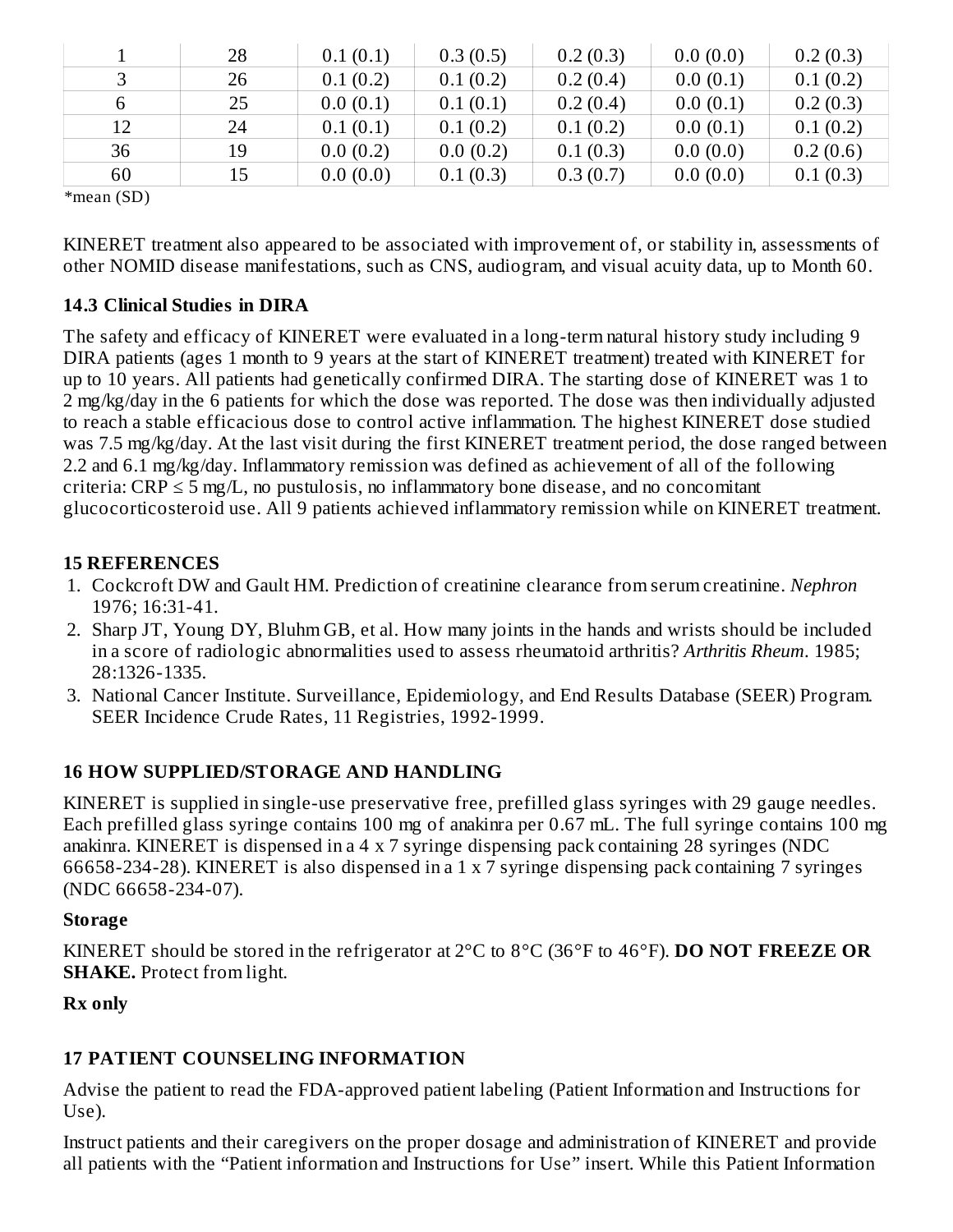| | | | | | | |
|---|---|---|---|---|---|---|
| 1 | 28 | 0.1 (0.1) | 0.3 (0.5) | 0.2 (0.3) | 0.0 (0.0) | 0.2 (0.3) |
| 3 | 26 | 0.1 (0.2) | 0.1 (0.2) | 0.2 (0.4) | 0.0 (0.1) | 0.1 (0.2) |
| 6 | 25 | 0.0 (0.1) | 0.1 (0.1) | 0.2 (0.4) | 0.0 (0.1) | 0.2 (0.3) |
| 12 | 24 | 0.1 (0.1) | 0.1 (0.2) | 0.1 (0.2) | 0.0 (0.1) | 0.1 (0.2) |
| 36 | 19 | 0.0 (0.2) | 0.0 (0.2) | 0.1 (0.3) | 0.0 (0.0) | 0.2 (0.6) |
| 60 | 15 | 0.0 (0.0) | 0.1 (0.3) | 0.3 (0.7) | 0.0 (0.0) | 0.1 (0.3) |

*mean (SD)

KINERET treatment also appeared to be associated with improvement of, or stability in, assessments of other NOMID disease manifestations, such as CNS, audiogram, and visual acuity data, up to Month 60.

### 14.3 Clinical Studies in DIRA

The safety and efficacy of KINERET were evaluated in a long-term natural history study including 9 DIRA patients (ages 1 month to 9 years at the start of KINERET treatment) treated with KINERET for up to 10 years. All patients had genetically confirmed DIRA. The starting dose of KINERET was 1 to 2 mg/kg/day in the 6 patients for which the dose was reported. The dose was then individually adjusted to reach a stable efficacious dose to control active inflammation. The highest KINERET dose studied was 7.5 mg/kg/day. At the last visit during the first KINERET treatment period, the dose ranged between 2.2 and 6.1 mg/kg/day. Inflammatory remission was defined as achievement of all of the following criteria: CRP ≤ 5 mg/L, no pustulosis, no inflammatory bone disease, and no concomitant glucocorticosteroid use. All 9 patients achieved inflammatory remission while on KINERET treatment.

## 15 REFERENCES

1. Cockcroft DW and Gault HM. Prediction of creatinine clearance from serum creatinine. *Nephron* 1976; 16:31-41.
2. Sharp JT, Young DY, Bluhm GB, et al. How many joints in the hands and wrists should be included in a score of radiologic abnormalities used to assess rheumatoid arthritis? *Arthritis Rheum*. 1985; 28:1326-1335.
3. National Cancer Institute. Surveillance, Epidemiology, and End Results Database (SEER) Program. SEER Incidence Crude Rates, 11 Registries, 1992-1999.

## 16 HOW SUPPLIED/STORAGE AND HANDLING

KINERET is supplied in single-use preservative free, prefilled glass syringes with 29 gauge needles. Each prefilled glass syringe contains 100 mg of anakinra per 0.67 mL. The full syringe contains 100 mg anakinra. KINERET is dispensed in a 4 x 7 syringe dispensing pack containing 28 syringes (NDC 66658-234-28). KINERET is also dispensed in a 1 x 7 syringe dispensing pack containing 7 syringes (NDC 66658-234-07).

**Storage**

KINERET should be stored in the refrigerator at 2°C to 8°C (36°F to 46°F). **DO NOT FREEZE OR SHAKE.** Protect from light.

**Rx only**

## 17 PATIENT COUNSELING INFORMATION

Advise the patient to read the FDA-approved patient labeling (Patient Information and Instructions for Use).

Instruct patients and their caregivers on the proper dosage and administration of KINERET and provide all patients with the "Patient information and Instructions for Use" insert. While this Patient Information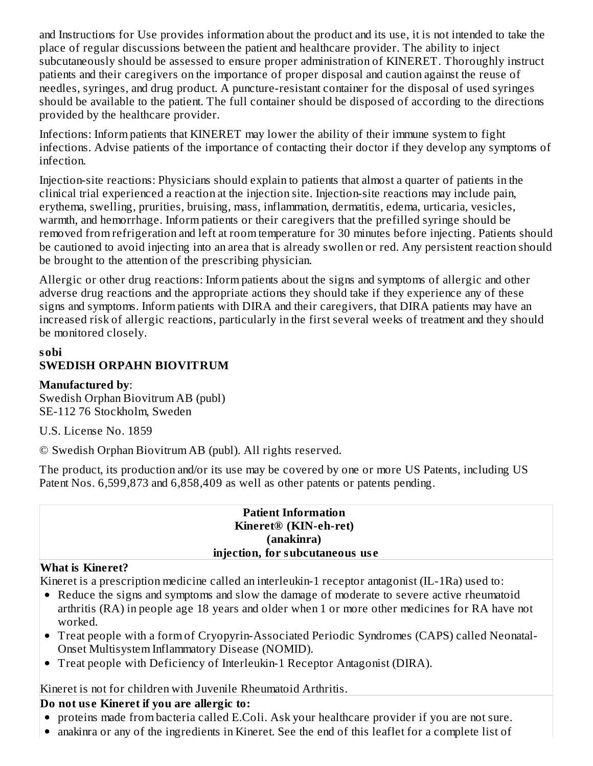and Instructions for Use provides information about the product and its use, it is not intended to take the place of regular discussions between the patient and healthcare provider. The ability to inject subcutaneously should be assessed to ensure proper administration of KINERET. Thoroughly instruct patients and their caregivers on the importance of proper disposal and caution against the reuse of needles, syringes, and drug product. A puncture-resistant container for the disposal of used syringes should be available to the patient. The full container should be disposed of according to the directions provided by the healthcare provider.

Infections: Inform patients that KINERET may lower the ability of their immune system to fight infections. Advise patients of the importance of contacting their doctor if they develop any symptoms of infection.

Injection-site reactions: Physicians should explain to patients that almost a quarter of patients in the clinical trial experienced a reaction at the injection site. Injection-site reactions may include pain, erythema, swelling, prurities, bruising, mass, inflammation, dermatitis, edema, urticaria, vesicles, warmth, and hemorrhage. Inform patients or their caregivers that the prefilled syringe should be removed from refrigeration and left at room temperature for 30 minutes before injecting. Patients should be cautioned to avoid injecting into an area that is already swollen or red. Any persistent reaction should be brought to the attention of the prescribing physician.

Allergic or other drug reactions: Inform patients about the signs and symptoms of allergic and other adverse drug reactions and the appropriate actions they should take if they experience any of these signs and symptoms. Inform patients with DIRA and their caregivers, that DIRA patients may have an increased risk of allergic reactions, particularly in the first several weeks of treatment and they should be monitored closely.

**sobi**
**SWEDISH ORPAHN BIOVITRUM**

**Manufactured by**:
Swedish Orphan Biovitrum AB (publ)
SE-112 76 Stockholm, Sweden

U.S. License No. 1859

© Swedish Orphan Biovitrum AB (publ). All rights reserved.

The product, its production and/or its use may be covered by one or more US Patents, including US Patent Nos. 6,599,873 and 6,858,409 as well as other patents or patents pending.

**Patient Information**
**Kineret® (KIN-eh-ret)**
**(anakinra)**
**injection, for subcutaneous use**

**What is Kineret?**

Kineret is a prescription medicine called an interleukin-1 receptor antagonist (IL-1Ra) used to:

- Reduce the signs and symptoms and slow the damage of moderate to severe active rheumatoid arthritis (RA) in people age 18 years and older when 1 or more other medicines for RA have not worked.
- Treat people with a form of Cryopyrin-Associated Periodic Syndromes (CAPS) called Neonatal-Onset Multisystem Inflammatory Disease (NOMID).
- Treat people with Deficiency of Interleukin-1 Receptor Antagonist (DIRA).

Kineret is not for children with Juvenile Rheumatoid Arthritis.

**Do not use Kineret if you are allergic to:**

- proteins made from bacteria called E.Coli. Ask your healthcare provider if you are not sure.
- anakinra or any of the ingredients in Kineret. See the end of this leaflet for a complete list of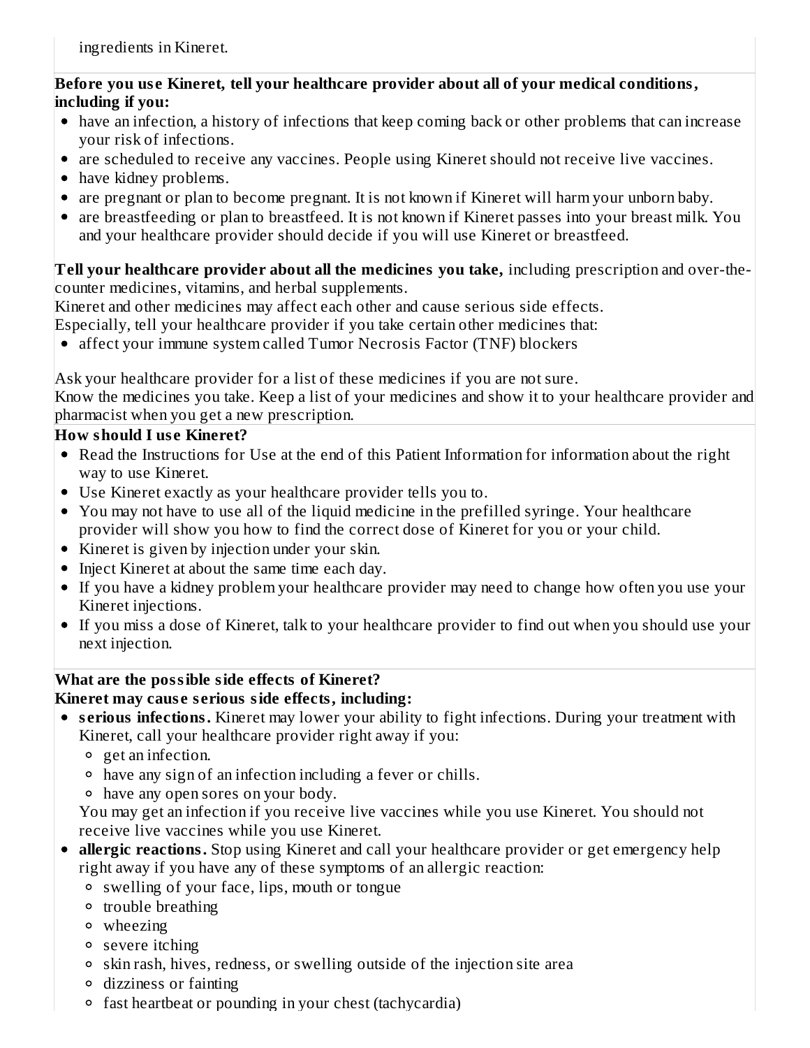ingredients in Kineret.

**Before you use Kineret, tell your healthcare provider about all of your medical conditions, including if you:**

- have an infection, a history of infections that keep coming back or other problems that can increase your risk of infections.
- are scheduled to receive any vaccines. People using Kineret should not receive live vaccines.
- have kidney problems.
- are pregnant or plan to become pregnant. It is not known if Kineret will harm your unborn baby.
- are breastfeeding or plan to breastfeed. It is not known if Kineret passes into your breast milk. You and your healthcare provider should decide if you will use Kineret or breastfeed.

**Tell your healthcare provider about all the medicines you take,** including prescription and over-the-counter medicines, vitamins, and herbal supplements.
Kineret and other medicines may affect each other and cause serious side effects.
Especially, tell your healthcare provider if you take certain other medicines that:

- affect your immune system called Tumor Necrosis Factor (TNF) blockers

Ask your healthcare provider for a list of these medicines if you are not sure.
Know the medicines you take. Keep a list of your medicines and show it to your healthcare provider and pharmacist when you get a new prescription.

**How should I use Kineret?**

- Read the Instructions for Use at the end of this Patient Information for information about the right way to use Kineret.
- Use Kineret exactly as your healthcare provider tells you to.
- You may not have to use all of the liquid medicine in the prefilled syringe. Your healthcare provider will show you how to find the correct dose of Kineret for you or your child.
- Kineret is given by injection under your skin.
- Inject Kineret at about the same time each day.
- If you have a kidney problem your healthcare provider may need to change how often you use your Kineret injections.
- If you miss a dose of Kineret, talk to your healthcare provider to find out when you should use your next injection.

**What are the possible side effects of Kineret?**
**Kineret may cause serious side effects, including:**

- **serious infections.** Kineret may lower your ability to fight infections. During your treatment with Kineret, call your healthcare provider right away if you:
  - get an infection.
  - have any sign of an infection including a fever or chills.
  - have any open sores on your body.

  You may get an infection if you receive live vaccines while you use Kineret. You should not receive live vaccines while you use Kineret.
- **allergic reactions.** Stop using Kineret and call your healthcare provider or get emergency help right away if you have any of these symptoms of an allergic reaction:
  - swelling of your face, lips, mouth or tongue
  - trouble breathing
  - wheezing
  - severe itching
  - skin rash, hives, redness, or swelling outside of the injection site area
  - dizziness or fainting
  - fast heartbeat or pounding in your chest (tachycardia)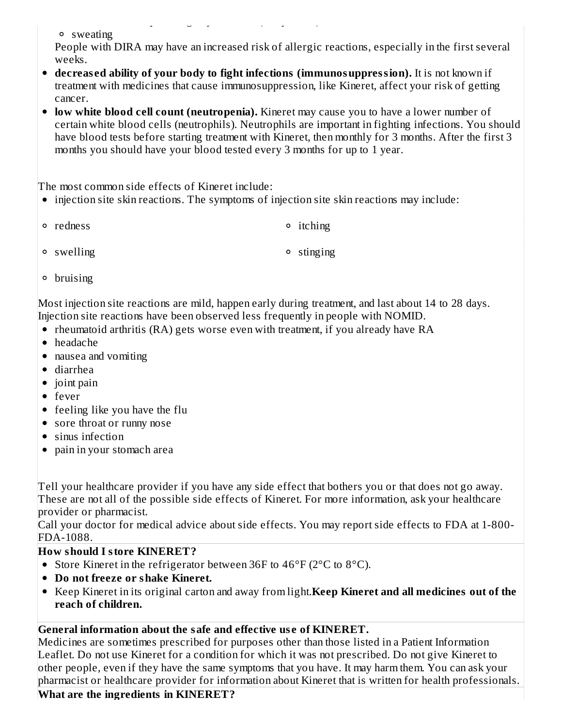- sweating

People with DIRA may have an increased risk of allergic reactions, especially in the first several weeks.

- **decreased ability of your body to fight infections (immunosuppression).** It is not known if treatment with medicines that cause immunosuppression, like Kineret, affect your risk of getting cancer.
- **low white blood cell count (neutropenia).** Kineret may cause you to have a lower number of certain white blood cells (neutrophils). Neutrophils are important in fighting infections. You should have blood tests before starting treatment with Kineret, then monthly for 3 months. After the first 3 months you should have your blood tested every 3 months for up to 1 year.

The most common side effects of Kineret include:

- injection site skin reactions. The symptoms of injection site skin reactions may include:
  - redness
  - itching
  - swelling
  - stinging
  - bruising

Most injection site reactions are mild, happen early during treatment, and last about 14 to 28 days. Injection site reactions have been observed less frequently in people with NOMID.

- rheumatoid arthritis (RA) gets worse even with treatment, if you already have RA
- headache
- nausea and vomiting
- diarrhea
- joint pain
- fever
- feeling like you have the flu
- sore throat or runny nose
- sinus infection
- pain in your stomach area

Tell your healthcare provider if you have any side effect that bothers you or that does not go away. These are not all of the possible side effects of Kineret. For more information, ask your healthcare provider or pharmacist.

Call your doctor for medical advice about side effects. You may report side effects to FDA at 1-800-FDA-1088.

**How should I store KINERET?**

- Store Kineret in the refrigerator between 36F to 46°F (2°C to 8°C).
- **Do not freeze or shake Kineret.**
- Keep Kineret in its original carton and away from light.**Keep Kineret and all medicines out of the reach of children.**

**General information about the safe and effective use of KINERET.**

Medicines are sometimes prescribed for purposes other than those listed in a Patient Information Leaflet. Do not use Kineret for a condition for which it was not prescribed. Do not give Kineret to other people, even if they have the same symptoms that you have. It may harm them. You can ask your pharmacist or healthcare provider for information about Kineret that is written for health professionals.

**What are the ingredients in KINERET?**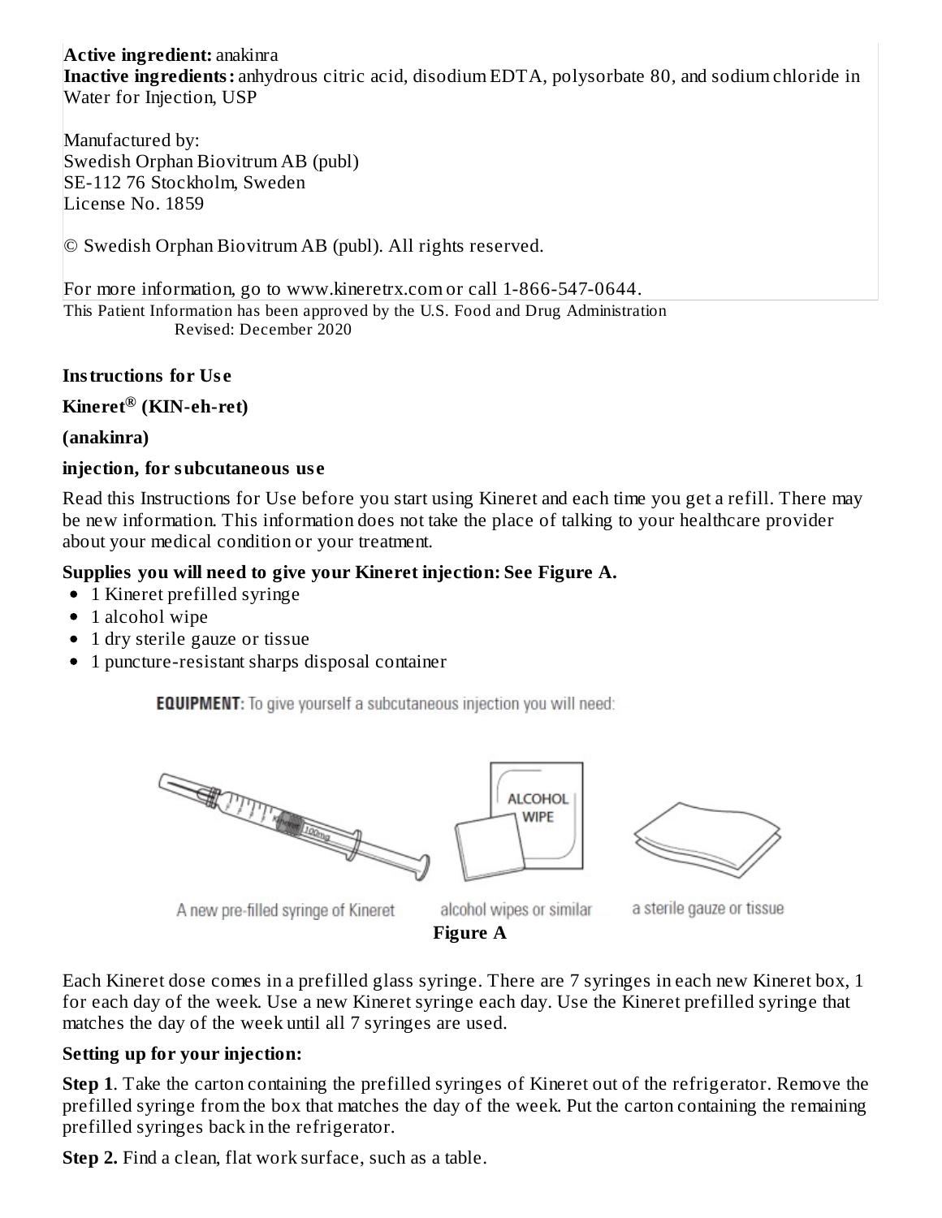**Active ingredient:** anakinra
**Inactive ingredients:** anhydrous citric acid, disodium EDTA, polysorbate 80, and sodium chloride in Water for Injection, USP

Manufactured by:
Swedish Orphan Biovitrum AB (publ)
SE-112 76 Stockholm, Sweden
License No. 1859

© Swedish Orphan Biovitrum AB (publ). All rights reserved.

For more information, go to www.kineretrx.com or call 1-866-547-0644.

This Patient Information has been approved by the U.S. Food and Drug Administration
Revised: December 2020

**Instructions for Use**

**Kineret® (KIN-eh-ret)**

**(anakinra)**

**injection, for subcutaneous use**

Read this Instructions for Use before you start using Kineret and each time you get a refill. There may be new information. This information does not take the place of talking to your healthcare provider about your medical condition or your treatment.

**Supplies you will need to give your Kineret injection: See Figure A.**

- 1 Kineret prefilled syringe
- 1 alcohol wipe
- 1 dry sterile gauze or tissue
- 1 puncture-resistant sharps disposal container

**EQUIPMENT:** To give yourself a subcutaneous injection you will need:

A new pre-filled syringe of Kineret | alcohol wipes or similar | a sterile gauze or tissue

**Figure A**

Each Kineret dose comes in a prefilled glass syringe. There are 7 syringes in each new Kineret box, 1 for each day of the week. Use a new Kineret syringe each day. Use the Kineret prefilled syringe that matches the day of the week until all 7 syringes are used.

**Setting up for your injection:**

**Step 1**. Take the carton containing the prefilled syringes of Kineret out of the refrigerator. Remove the prefilled syringe from the box that matches the day of the week. Put the carton containing the remaining prefilled syringes back in the refrigerator.

**Step 2.** Find a clean, flat work surface, such as a table.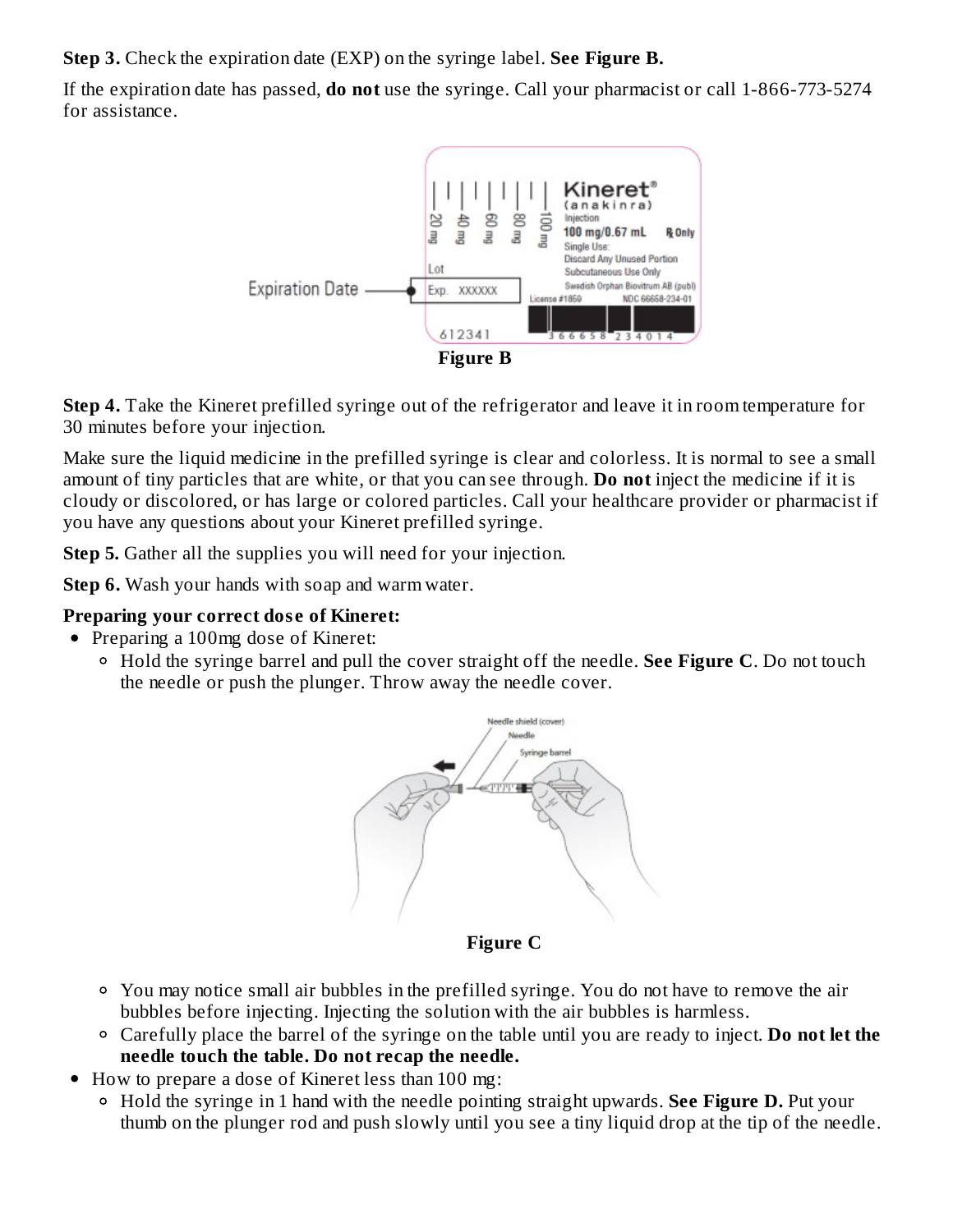**Step 3.** Check the expiration date (EXP) on the syringe label. **See Figure B.**

If the expiration date has passed, **do not** use the syringe. Call your pharmacist or call 1-866-773-5274 for assistance.

**Figure B**

**Step 4.** Take the Kineret prefilled syringe out of the refrigerator and leave it in room temperature for 30 minutes before your injection.

Make sure the liquid medicine in the prefilled syringe is clear and colorless. It is normal to see a small amount of tiny particles that are white, or that you can see through. **Do not** inject the medicine if it is cloudy or discolored, or has large or colored particles. Call your healthcare provider or pharmacist if you have any questions about your Kineret prefilled syringe.

**Step 5.** Gather all the supplies you will need for your injection.

**Step 6.** Wash your hands with soap and warm water.

**Preparing your correct dose of Kineret:**

- Preparing a 100mg dose of Kineret:
  - Hold the syringe barrel and pull the cover straight off the needle. **See Figure C**. Do not touch the needle or push the plunger. Throw away the needle cover.

**Figure C**

  - You may notice small air bubbles in the prefilled syringe. You do not have to remove the air bubbles before injecting. Injecting the solution with the air bubbles is harmless.
  - Carefully place the barrel of the syringe on the table until you are ready to inject. **Do not let the needle touch the table. Do not recap the needle.**
- How to prepare a dose of Kineret less than 100 mg:
  - Hold the syringe in 1 hand with the needle pointing straight upwards. **See Figure D.** Put your thumb on the plunger rod and push slowly until you see a tiny liquid drop at the tip of the needle.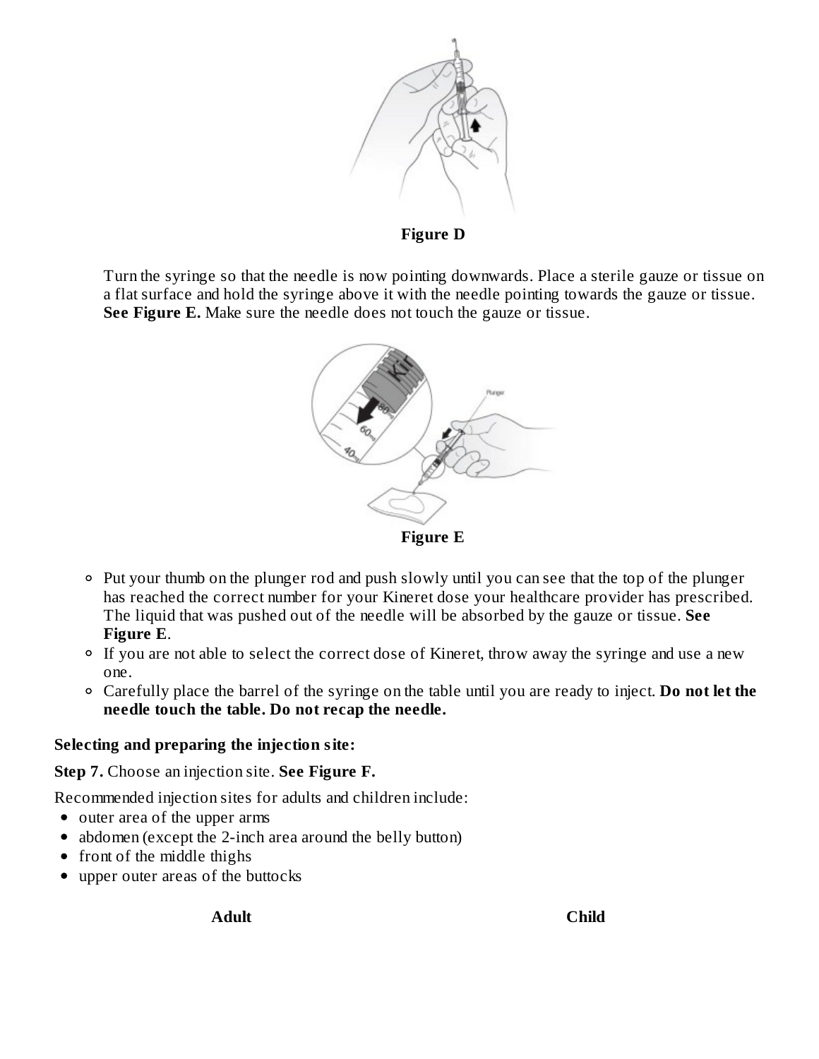**Figure D**

Turn the syringe so that the needle is now pointing downwards. Place a sterile gauze or tissue on a flat surface and hold the syringe above it with the needle pointing towards the gauze or tissue. **See Figure E.** Make sure the needle does not touch the gauze or tissue.

**Figure E**

- Put your thumb on the plunger rod and push slowly until you can see that the top of the plunger has reached the correct number for your Kineret dose your healthcare provider has prescribed. The liquid that was pushed out of the needle will be absorbed by the gauze or tissue. **See Figure E**.
- If you are not able to select the correct dose of Kineret, throw away the syringe and use a new one.
- Carefully place the barrel of the syringe on the table until you are ready to inject. **Do not let the needle touch the table. Do not recap the needle.**

**Selecting and preparing the injection site:**

**Step 7.** Choose an injection site. **See Figure F.**

Recommended injection sites for adults and children include:

- outer area of the upper arms
- abdomen (except the 2-inch area around the belly button)
- front of the middle thighs
- upper outer areas of the buttocks

**Adult** **Child**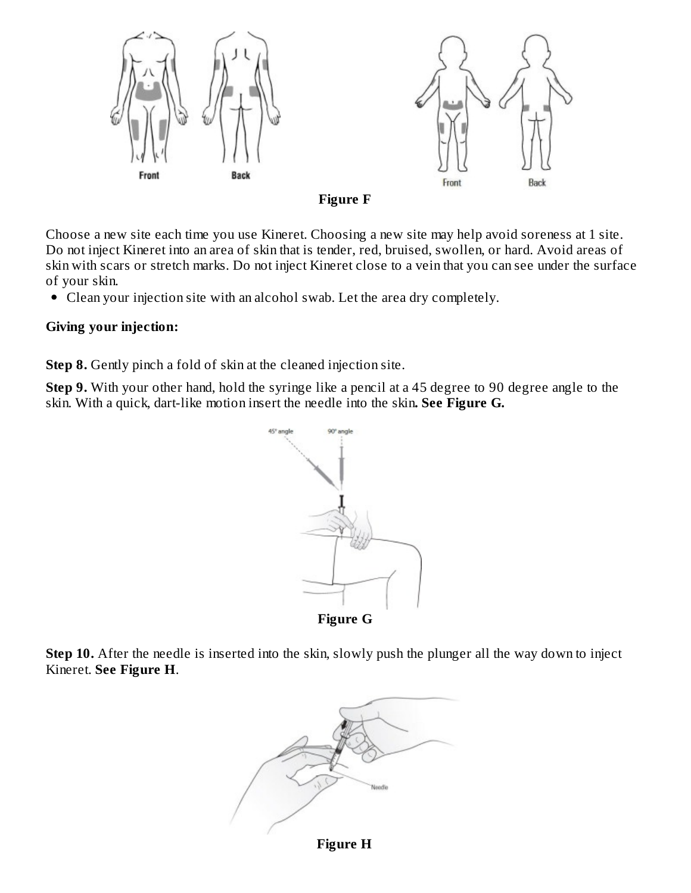**Figure F**

Choose a new site each time you use Kineret. Choosing a new site may help avoid soreness at 1 site. Do not inject Kineret into an area of skin that is tender, red, bruised, swollen, or hard. Avoid areas of skin with scars or stretch marks. Do not inject Kineret close to a vein that you can see under the surface of your skin.

- Clean your injection site with an alcohol swab. Let the area dry completely.

**Giving your injection:**

**Step 8.** Gently pinch a fold of skin at the cleaned injection site.

**Step 9.** With your other hand, hold the syringe like a pencil at a 45 degree to 90 degree angle to the skin. With a quick, dart-like motion insert the needle into the skin**. See Figure G.**

**Figure G**

**Step 10.** After the needle is inserted into the skin, slowly push the plunger all the way down to inject Kineret. **See Figure H**.

**Figure H**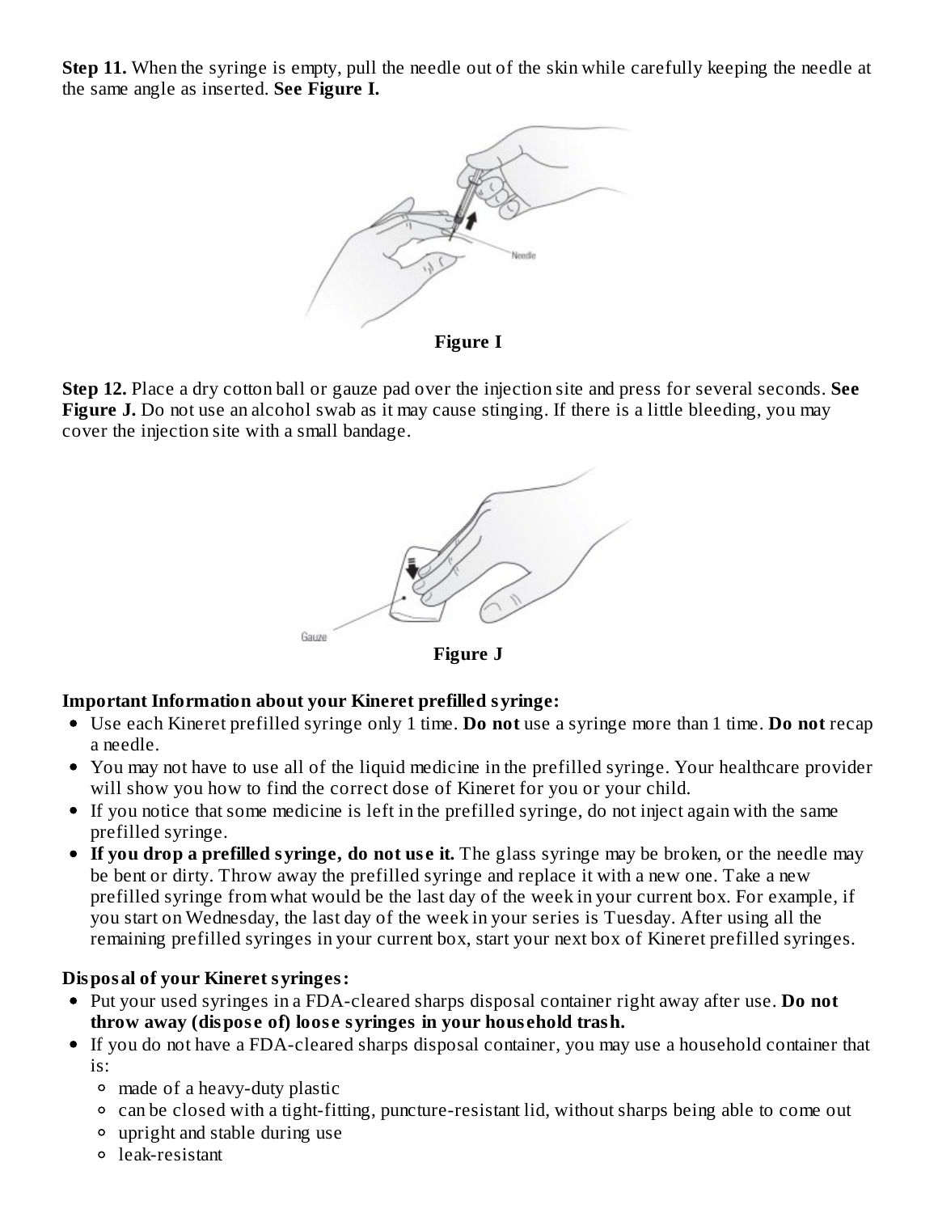**Step 11.** When the syringe is empty, pull the needle out of the skin while carefully keeping the needle at the same angle as inserted. **See Figure I.**

**Figure I**

**Step 12.** Place a dry cotton ball or gauze pad over the injection site and press for several seconds. **See Figure J.** Do not use an alcohol swab as it may cause stinging. If there is a little bleeding, you may cover the injection site with a small bandage.

**Figure J**

**Important Information about your Kineret prefilled syringe:**

- Use each Kineret prefilled syringe only 1 time. **Do not** use a syringe more than 1 time. **Do not** recap a needle.
- You may not have to use all of the liquid medicine in the prefilled syringe. Your healthcare provider will show you how to find the correct dose of Kineret for you or your child.
- If you notice that some medicine is left in the prefilled syringe, do not inject again with the same prefilled syringe.
- **If you drop a prefilled syringe, do not use it.** The glass syringe may be broken, or the needle may be bent or dirty. Throw away the prefilled syringe and replace it with a new one. Take a new prefilled syringe from what would be the last day of the week in your current box. For example, if you start on Wednesday, the last day of the week in your series is Tuesday. After using all the remaining prefilled syringes in your current box, start your next box of Kineret prefilled syringes.

**Disposal of your Kineret syringes:**

- Put your used syringes in a FDA-cleared sharps disposal container right away after use. **Do not throw away (dispose of) loose syringes in your household trash.**
- If you do not have a FDA-cleared sharps disposal container, you may use a household container that is:
  - made of a heavy-duty plastic
  - can be closed with a tight-fitting, puncture-resistant lid, without sharps being able to come out
  - upright and stable during use
  - leak-resistant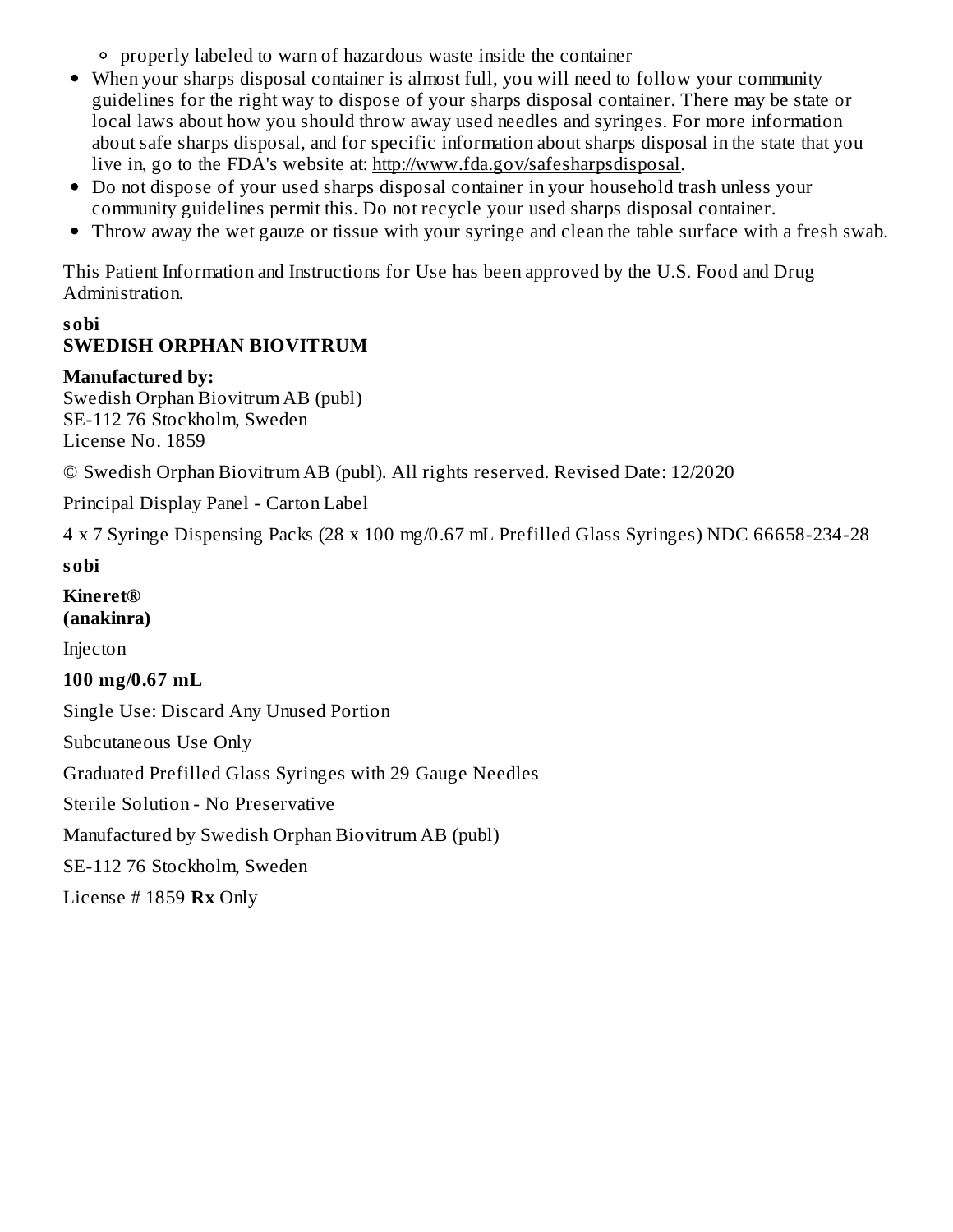- properly labeled to warn of hazardous waste inside the container
- When your sharps disposal container is almost full, you will need to follow your community guidelines for the right way to dispose of your sharps disposal container. There may be state or local laws about how you should throw away used needles and syringes. For more information about safe sharps disposal, and for specific information about sharps disposal in the state that you live in, go to the FDA's website at: http://www.fda.gov/safesharpsdisposal.
- Do not dispose of your used sharps disposal container in your household trash unless your community guidelines permit this. Do not recycle your used sharps disposal container.
- Throw away the wet gauze or tissue with your syringe and clean the table surface with a fresh swab.

This Patient Information and Instructions for Use has been approved by the U.S. Food and Drug Administration.

**sobi**
**SWEDISH ORPHAN BIOVITRUM**

**Manufactured by:**
Swedish Orphan Biovitrum AB (publ)
SE-112 76 Stockholm, Sweden
License No. 1859

© Swedish Orphan Biovitrum AB (publ). All rights reserved. Revised Date: 12/2020

Principal Display Panel - Carton Label

4 x 7 Syringe Dispensing Packs (28 x 100 mg/0.67 mL Prefilled Glass Syringes) NDC 66658-234-28

**sobi**

**Kineret®**
**(anakinra)**

Injecton

**100 mg/0.67 mL**

Single Use: Discard Any Unused Portion

Subcutaneous Use Only

Graduated Prefilled Glass Syringes with 29 Gauge Needles

Sterile Solution - No Preservative

Manufactured by Swedish Orphan Biovitrum AB (publ)

SE-112 76 Stockholm, Sweden

License # 1859 **Rx** Only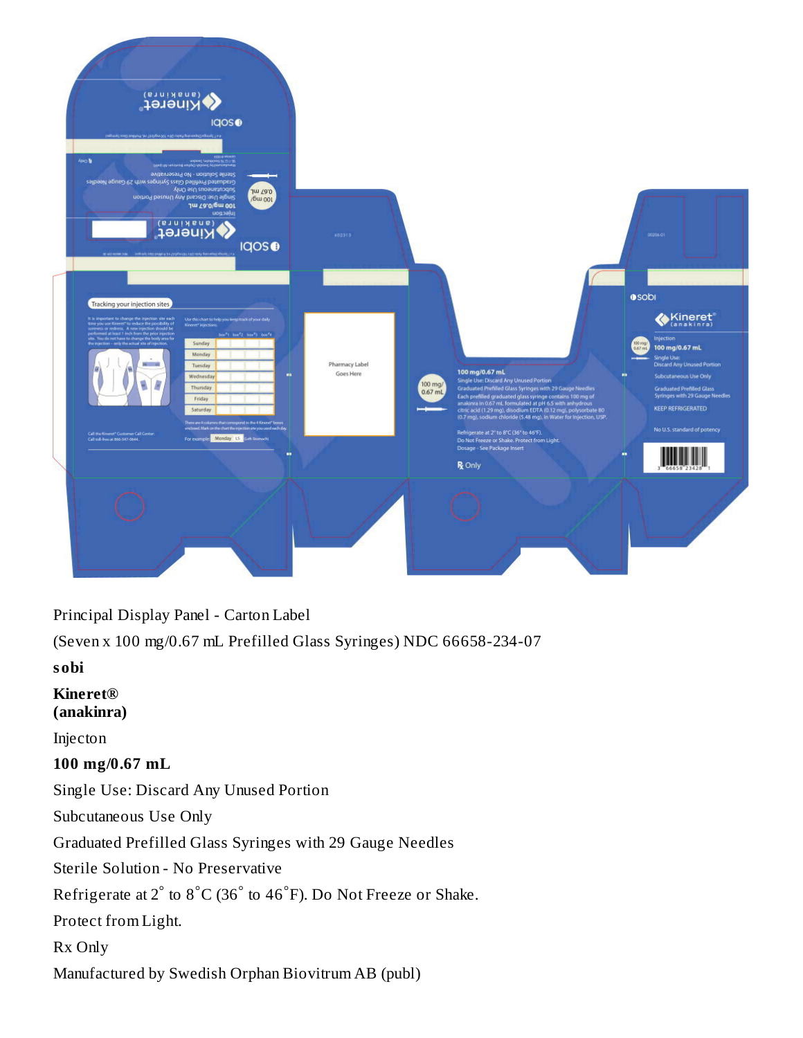Principal Display Panel - Carton Label

(Seven x 100 mg/0.67 mL Prefilled Glass Syringes) NDC 66658-234-07

**sobi**

**Kineret®**
**(anakinra)**

Injecton

**100 mg/0.67 mL**

Single Use: Discard Any Unused Portion

Subcutaneous Use Only

Graduated Prefilled Glass Syringes with 29 Gauge Needles

Sterile Solution - No Preservative

Refrigerate at 2° to 8°C (36° to 46°F). Do Not Freeze or Shake.

Protect from Light.

Rx Only

Manufactured by Swedish Orphan Biovitrum AB (publ)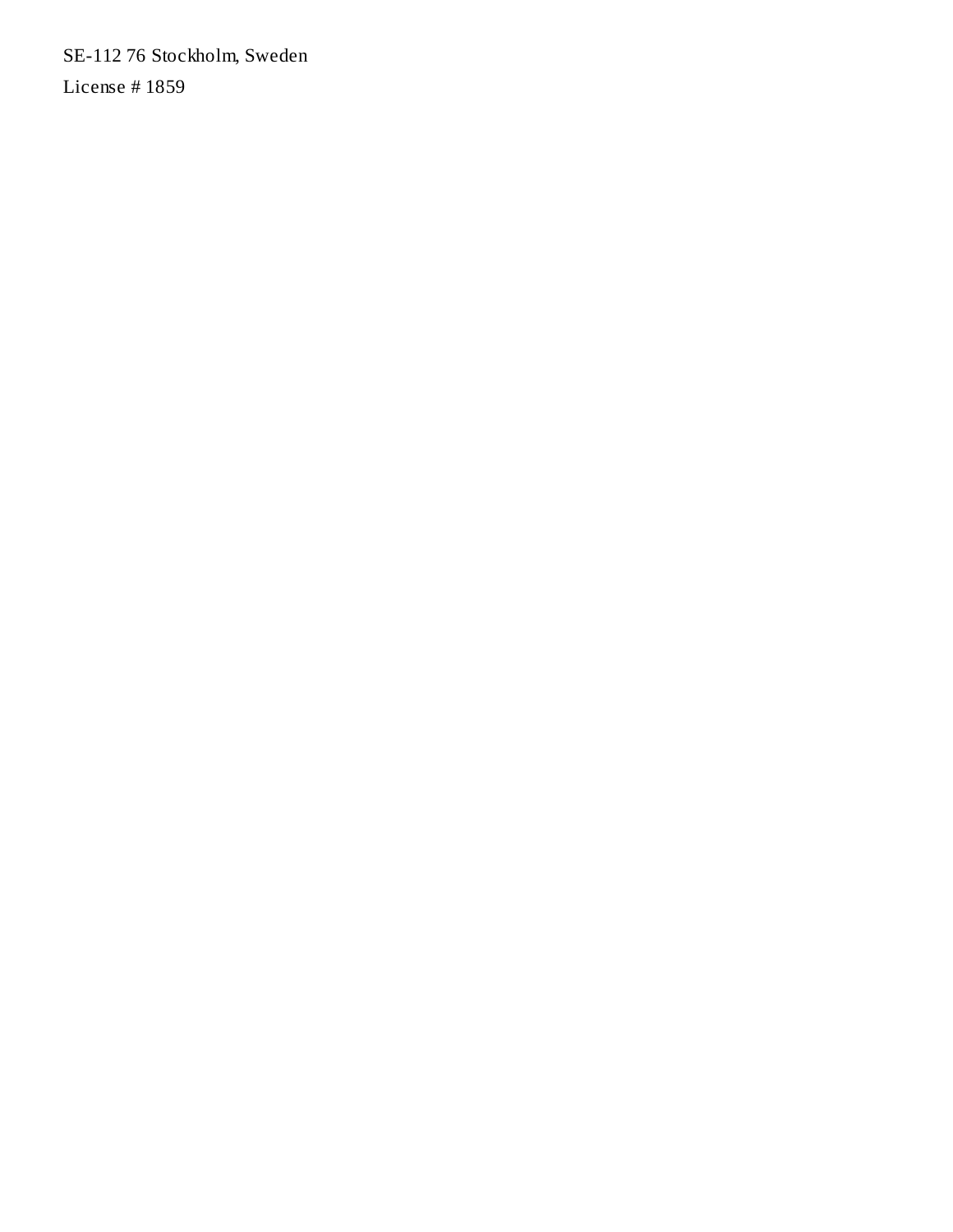SE-112 76 Stockholm, Sweden

License # 1859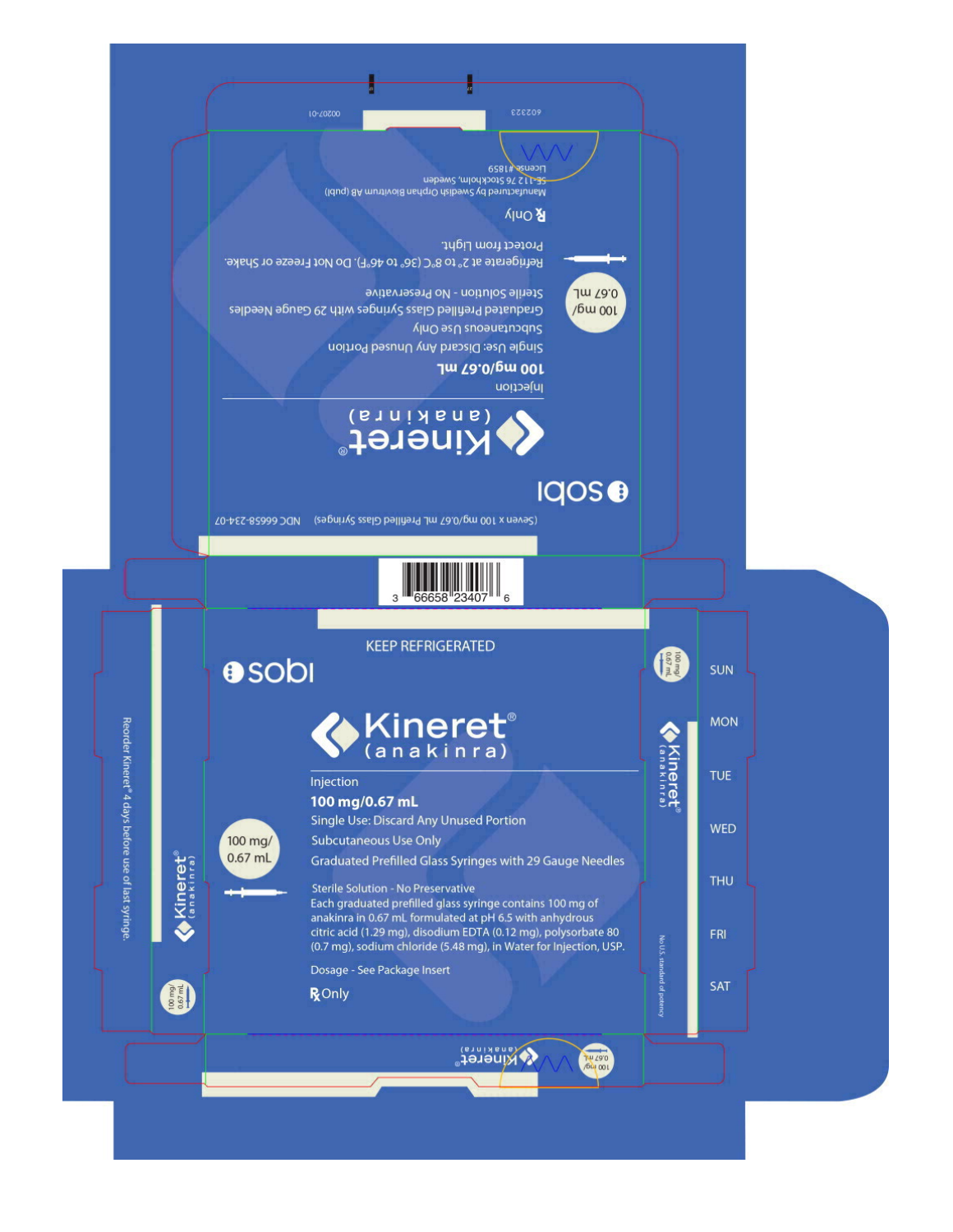(Seven x 100 mg/0.67 mL Prefilled Glass Syringes) NDC 66658-234-07

sobi

# Kineret® (anakinra)

Injection

**100 mg/0.67 mL**

Single Use: Discard Any Unused Portion

Subcutaneous Use Only

Graduated Prefilled Glass Syringes with 29 Gauge Needles

Sterile Solution - No Preservative

100 mg/ 0.67 mL

Refrigerate at 2° to 8°C (36° to 46°F). Do Not Freeze or Shake.

Protect from Light.

℞ Only

Manufactured by Swedish Orphan Biovitrum AB (publ)
SE-112 76 Stockholm, Sweden
License #1859

602323

00207-01

3 66658 23407 6

KEEP REFRIGERATED

sobi

# Kineret® (anakinra)

Injection

**100 mg/0.67 mL**

Single Use: Discard Any Unused Portion

Subcutaneous Use Only

Graduated Prefilled Glass Syringes with 29 Gauge Needles

100 mg/ 0.67 mL

Sterile Solution - No Preservative

Each graduated prefilled glass syringe contains 100 mg of anakinra in 0.67 mL formulated at pH 6.5 with anhydrous citric acid (1.29 mg), disodium EDTA (0.12 mg), polysorbate 80 (0.7 mg), sodium chloride (5.48 mg), in Water for Injection, USP.

Dosage - See Package Insert

℞ Only

Reorder Kineret® 4 days before use of last syringe.

Kineret® (anakinra)

100 mg/ 0.67 mL

No U.S. standard of potency

SUN

MON

TUE

WED

THU

FRI

SAT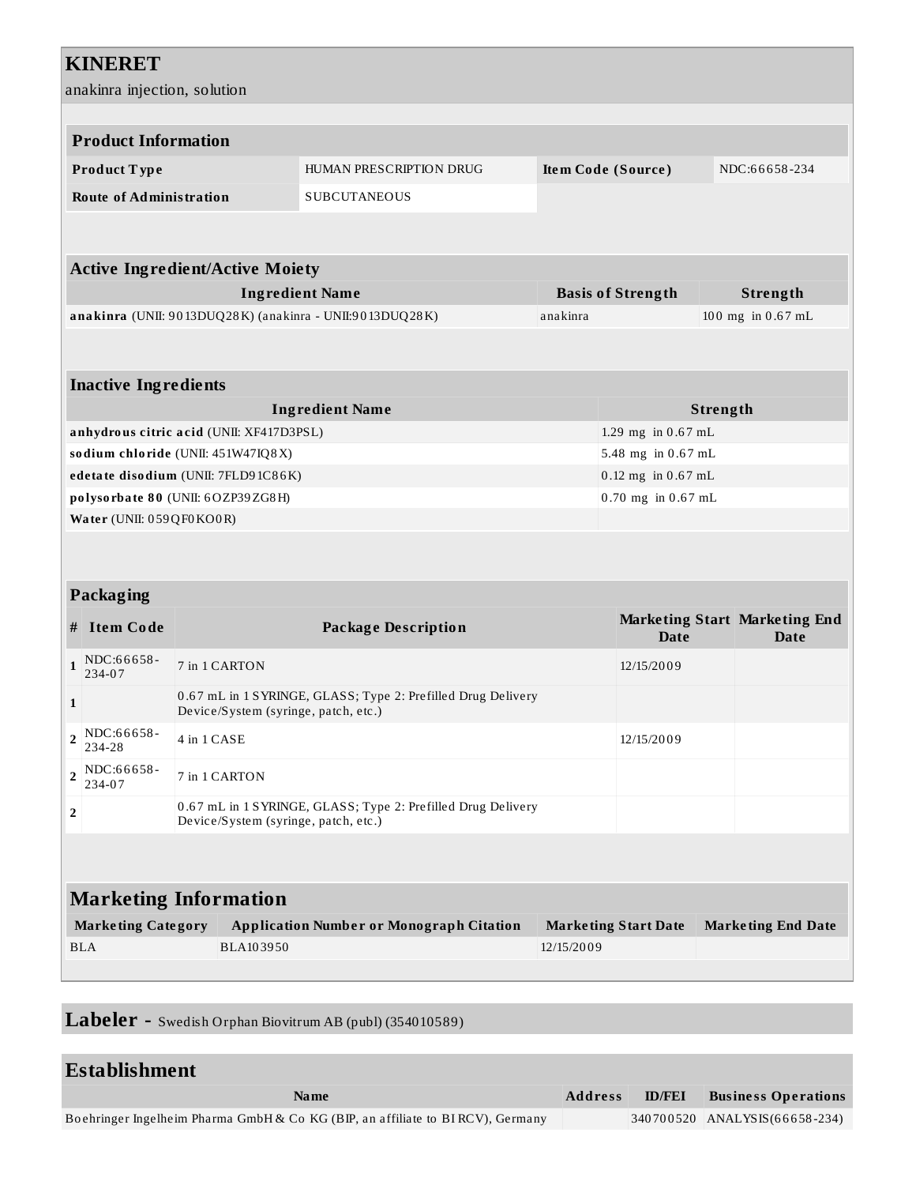# KINERET

anakinra injection, solution

| **Product Information** | | | |
|---|---|---|---|
| **Product Type** | HUMAN PRESCRIPTION DRUG | **Item Code (Source)** | NDC:66658-234 |
| **Route of Administration** | SUBCUTANEOUS | | |

| **Active Ingredient/Active Moiety** | | |
|---|---|---|
| **Ingredient Name** | **Basis of Strength** | **Strength** |
| **anakinra** (UNII: 9013DUQ28K) (anakinra - UNII:9013DUQ28K) | anakinra | 100 mg in 0.67 mL |

| **Inactive Ingredients** | |
|---|---|
| **Ingredient Name** | **Strength** |
| **anhydrous citric acid** (UNII: XF417D3PSL) | 1.29 mg in 0.67 mL |
| **sodium chloride** (UNII: 451W47IQ8X) | 5.48 mg in 0.67 mL |
| **edetate disodium** (UNII: 7FLD91C86K) | 0.12 mg in 0.67 mL |
| **polysorbate 80** (UNII: 6OZP39ZG8H) | 0.70 mg in 0.67 mL |
| **Water** (UNII: 059QF0KO0R) | |

| **Packaging** | | | | |
|---|---|---|---|---|
| **#** | **Item Code** | **Package Description** | **Marketing Start Date** | **Marketing End Date** |
| 1 | NDC:66658-234-07 | 7 in 1 CARTON | 12/15/2009 | |
| 1 | | 0.67 mL in 1 SYRINGE, GLASS; Type 2: Prefilled Drug Delivery Device/System (syringe, patch, etc.) | | |
| 2 | NDC:66658-234-28 | 4 in 1 CASE | 12/15/2009 | |
| 2 | NDC:66658-234-07 | 7 in 1 CARTON | | |
| 2 | | 0.67 mL in 1 SYRINGE, GLASS; Type 2: Prefilled Drug Delivery Device/System (syringe, patch, etc.) | | |

| **Marketing Information** | | | |
|---|---|---|---|
| **Marketing Category** | **Application Number or Monograph Citation** | **Marketing Start Date** | **Marketing End Date** |
| BLA | BLA103950 | 12/15/2009 | |

## Labeler - Swedish Orphan Biovitrum AB (publ) (354010589)

| **Establishment** | | | |
|---|---|---|---|
| **Name** | **Address** | **ID/FEI** | **Business Operations** |
| Boehringer Ingelheim Pharma GmbH & Co KG (BIP, an affiliate to BI RCV), Germany | | 340700520 | ANALYSIS(66658-234) |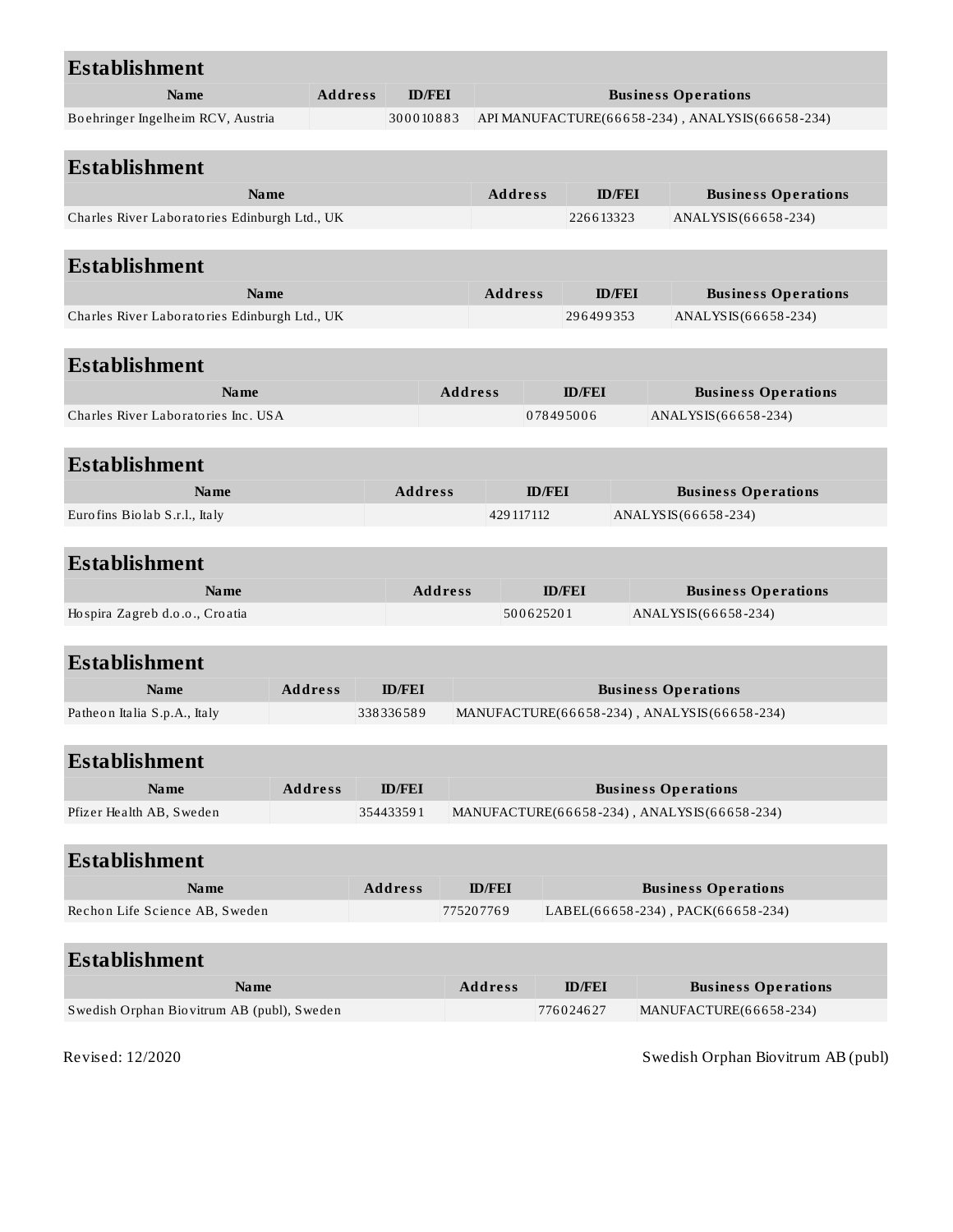## Establishment

| Name | Address | ID/FEI | Business Operations |
|---|---|---|---|
| Boehringer Ingelheim RCV, Austria | | 300010883 | API MANUFACTURE(66658-234) , ANALYSIS(66658-234) |

## Establishment

| Name | Address | ID/FEI | Business Operations |
|---|---|---|---|
| Charles River Laboratories Edinburgh Ltd., UK | | 226613323 | ANALYSIS(66658-234) |

## Establishment

| Name | Address | ID/FEI | Business Operations |
|---|---|---|---|
| Charles River Laboratories Edinburgh Ltd., UK | | 296499353 | ANALYSIS(66658-234) |

## Establishment

| Name | Address | ID/FEI | Business Operations |
|---|---|---|---|
| Charles River Laboratories Inc. USA | | 078495006 | ANALYSIS(66658-234) |

## Establishment

| Name | Address | ID/FEI | Business Operations |
|---|---|---|---|
| Eurofins Biolab S.r.l., Italy | | 429117112 | ANALYSIS(66658-234) |

## Establishment

| Name | Address | ID/FEI | Business Operations |
|---|---|---|---|
| Hospira Zagreb d.o.o., Croatia | | 500625201 | ANALYSIS(66658-234) |

## Establishment

| Name | Address | ID/FEI | Business Operations |
|---|---|---|---|
| Patheon Italia S.p.A., Italy | | 338336589 | MANUFACTURE(66658-234) , ANALYSIS(66658-234) |

## Establishment

| Name | Address | ID/FEI | Business Operations |
|---|---|---|---|
| Pfizer Health AB, Sweden | | 354433591 | MANUFACTURE(66658-234) , ANALYSIS(66658-234) |

## Establishment

| Name | Address | ID/FEI | Business Operations |
|---|---|---|---|
| Rechon Life Science AB, Sweden | | 775207769 | LABEL(66658-234) , PACK(66658-234) |

## Establishment

| Name | Address | ID/FEI | Business Operations |
|---|---|---|---|
| Swedish Orphan Biovitrum AB (publ), Sweden | | 776024627 | MANUFACTURE(66658-234) |

Revised: 12/2020

Swedish Orphan Biovitrum AB (publ)